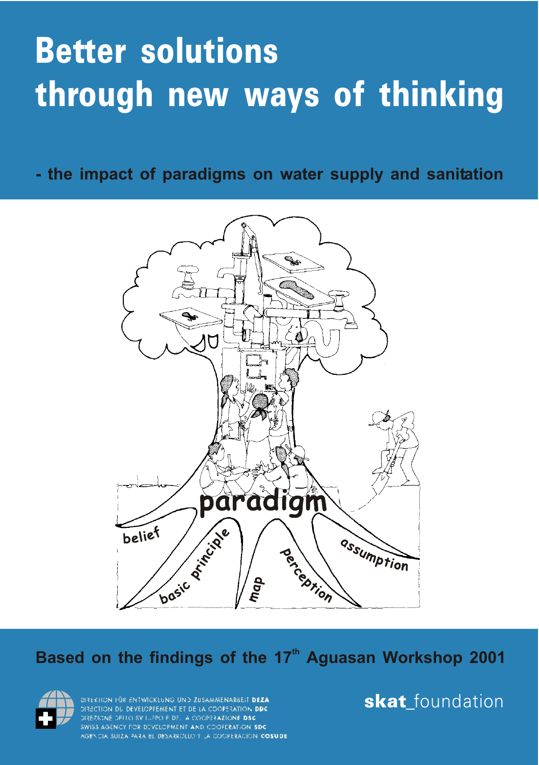# Better solutions through new ways of thinking

## - the impact of paradigms on water supply and sanitation

paradigm

belief

basic principle

map

perception

assumption

**Based on the findings of the 17th Aguasan Workshop 2001**

DIREKTION FÜR ENTWICKLUNG UND ZUSAMMENARBEIT **DEZA**
DIRECTION DU DÉVELOPPEMENT ET DE LA COOPÉRATION **DDC**
DIREZIONE DELLO SVILUPPO E DELLA COOPERAZIONE **DSC**
SWISS AGENCY FOR DEVELOPMENT AND COOPERATION **SDC**
AGENCIA SUIZA PARA EL DESARROLLO Y LA COOPERACIÓN **COSUDE**

**skat**_foundation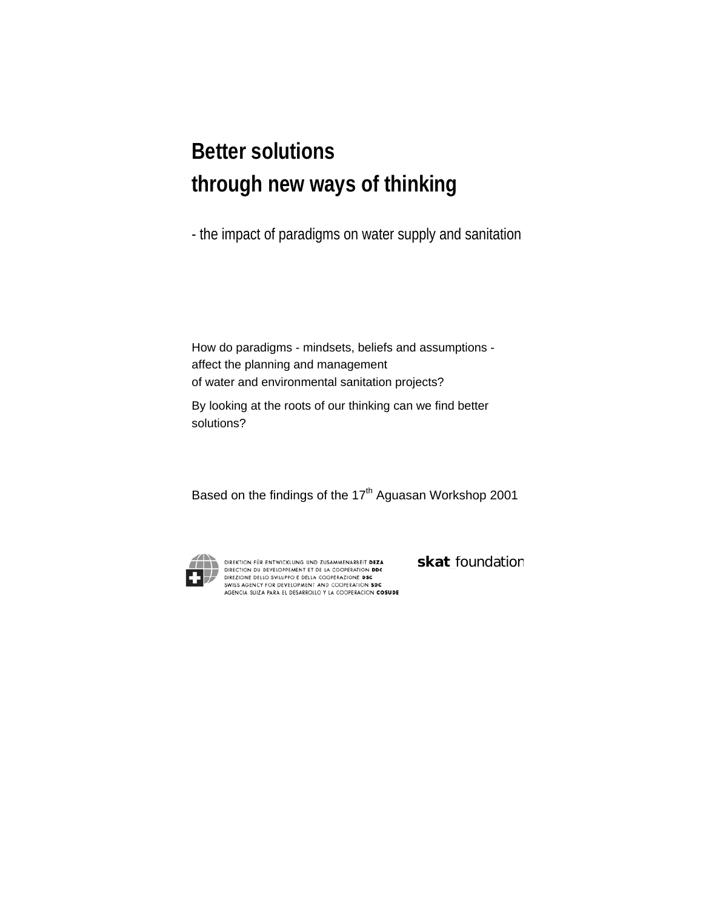# Better solutions through new ways of thinking

## - the impact of paradigms on water supply and sanitation

How do paradigms - mindsets, beliefs and assumptions - affect the planning and management of water and environmental sanitation projects?

By looking at the roots of our thinking can we find better solutions?

Based on the findings of the 17th Aguasan Workshop 2001

DIREKTION FÜR ENTWICKLUNG UND ZUSAMMENARBEIT **DEZA**
DIRECTION DU DEVELOPPEMENT ET DE LA COOPERATION **DDC**
DIREZIONE DELLO SVILUPPO E DELLA COOPERAZIONE **DSC**
SWISS AGENCY FOR DEVELOPMENT AND COOPERATION **SDC**
AGENCIA SUIZA PARA EL DESARROLLO Y LA COOPERACION **COSUDE**

**skat**_foundation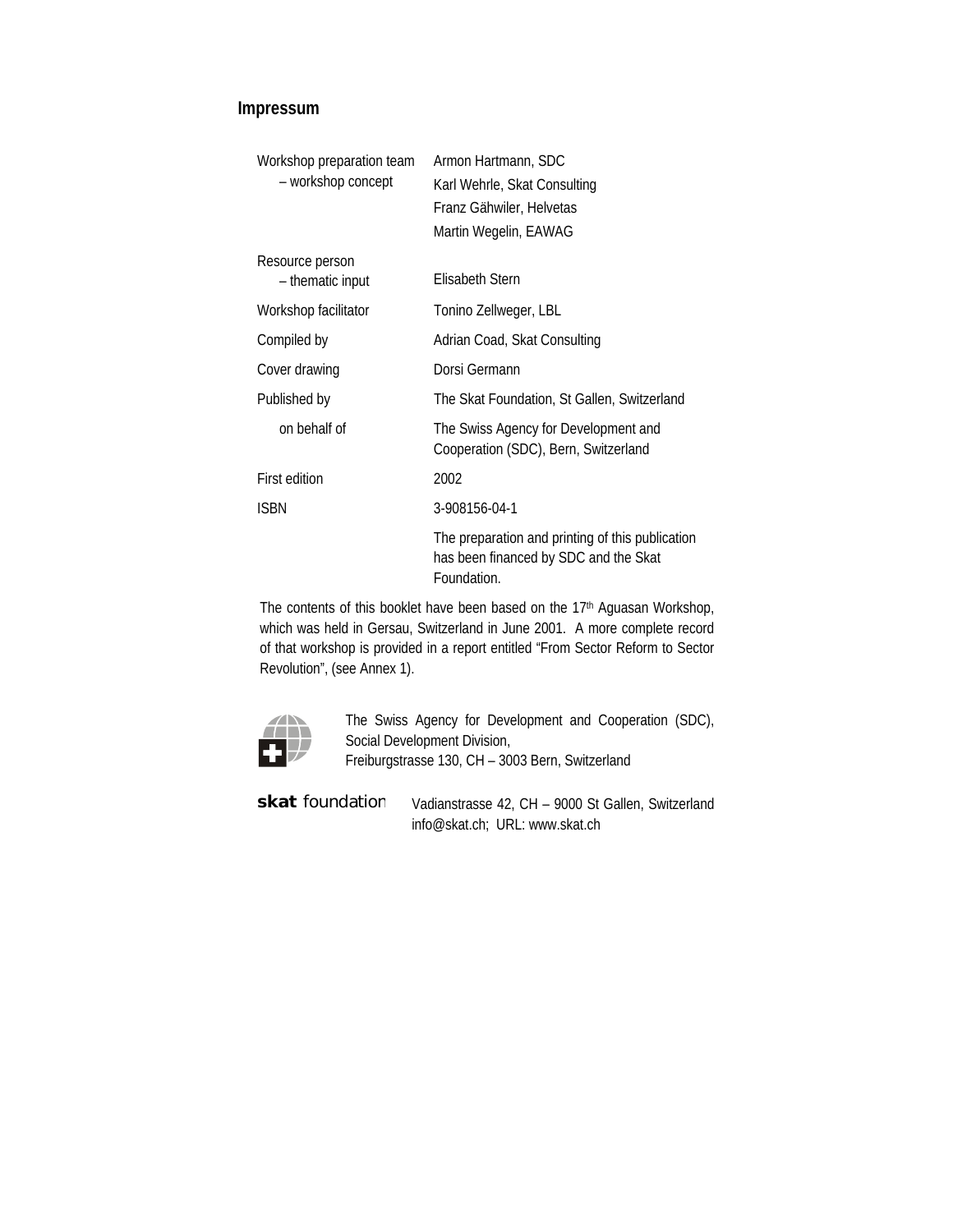## Impressum

| | |
|---|---|
| Workshop preparation team – workshop concept | Armon Hartmann, SDC<br>Karl Wehrle, Skat Consulting<br>Franz Gähwiler, Helvetas<br>Martin Wegelin, EAWAG |
| Resource person – thematic input | Elisabeth Stern |
| Workshop facilitator | Tonino Zellweger, LBL |
| Compiled by | Adrian Coad, Skat Consulting |
| Cover drawing | Dorsi Germann |
| Published by | The Skat Foundation, St Gallen, Switzerland |
| on behalf of | The Swiss Agency for Development and Cooperation (SDC), Bern, Switzerland |
| First edition | 2002 |
| ISBN | 3-908156-04-1 |
| | The preparation and printing of this publication has been financed by SDC and the Skat Foundation. |

The contents of this booklet have been based on the 17th Aguasan Workshop, which was held in Gersau, Switzerland in June 2001. A more complete record of that workshop is provided in a report entitled "From Sector Reform to Sector Revolution", (see Annex 1).

The Swiss Agency for Development and Cooperation (SDC), Social Development Division,
Freiburgstrasse 130, CH – 3003 Bern, Switzerland

**skat** foundation

Vadianstrasse 42, CH – 9000 St Gallen, Switzerland
info@skat.ch; URL: www.skat.ch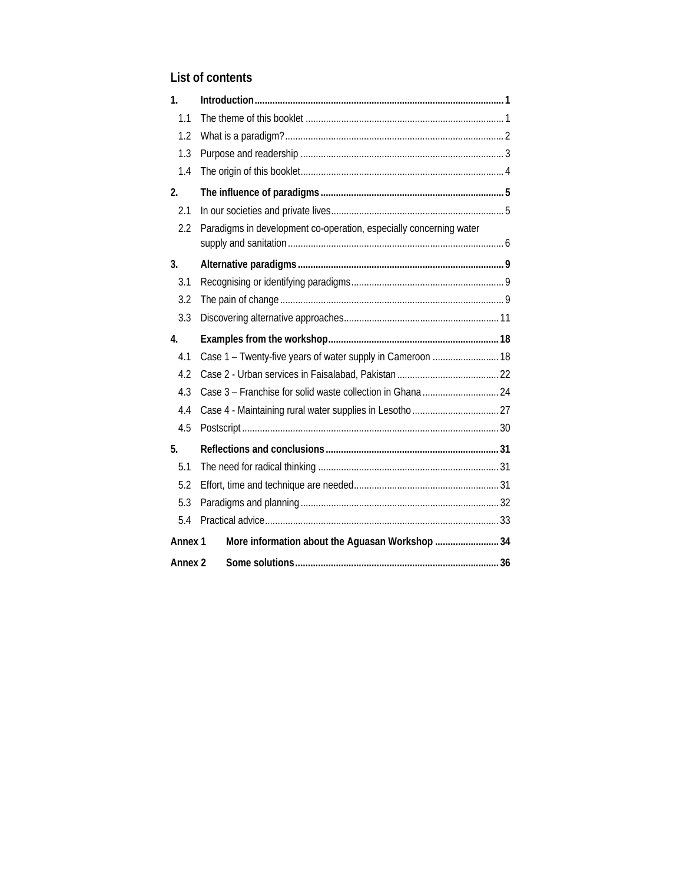## List of contents

**1. Introduction ... 1**

- 1.1 The theme of this booklet ... 1
- 1.2 What is a paradigm? ... 2
- 1.3 Purpose and readership ... 3
- 1.4 The origin of this booklet ... 4

**2. The influence of paradigms ... 5**

- 2.1 In our societies and private lives ... 5
- 2.2 Paradigms in development co-operation, especially concerning water supply and sanitation ... 6

**3. Alternative paradigms ... 9**

- 3.1 Recognising or identifying paradigms ... 9
- 3.2 The pain of change ... 9
- 3.3 Discovering alternative approaches ... 11

**4. Examples from the workshop ... 18**

- 4.1 Case 1 – Twenty-five years of water supply in Cameroon ... 18
- 4.2 Case 2 - Urban services in Faisalabad, Pakistan ... 22
- 4.3 Case 3 – Franchise for solid waste collection in Ghana ... 24
- 4.4 Case 4 - Maintaining rural water supplies in Lesotho ... 27
- 4.5 Postscript ... 30

**5. Reflections and conclusions ... 31**

- 5.1 The need for radical thinking ... 31
- 5.2 Effort, time and technique are needed ... 31
- 5.3 Paradigms and planning ... 32
- 5.4 Practical advice ... 33

**Annex 1 More information about the Aguasan Workshop ... 34**

**Annex 2 Some solutions ... 36**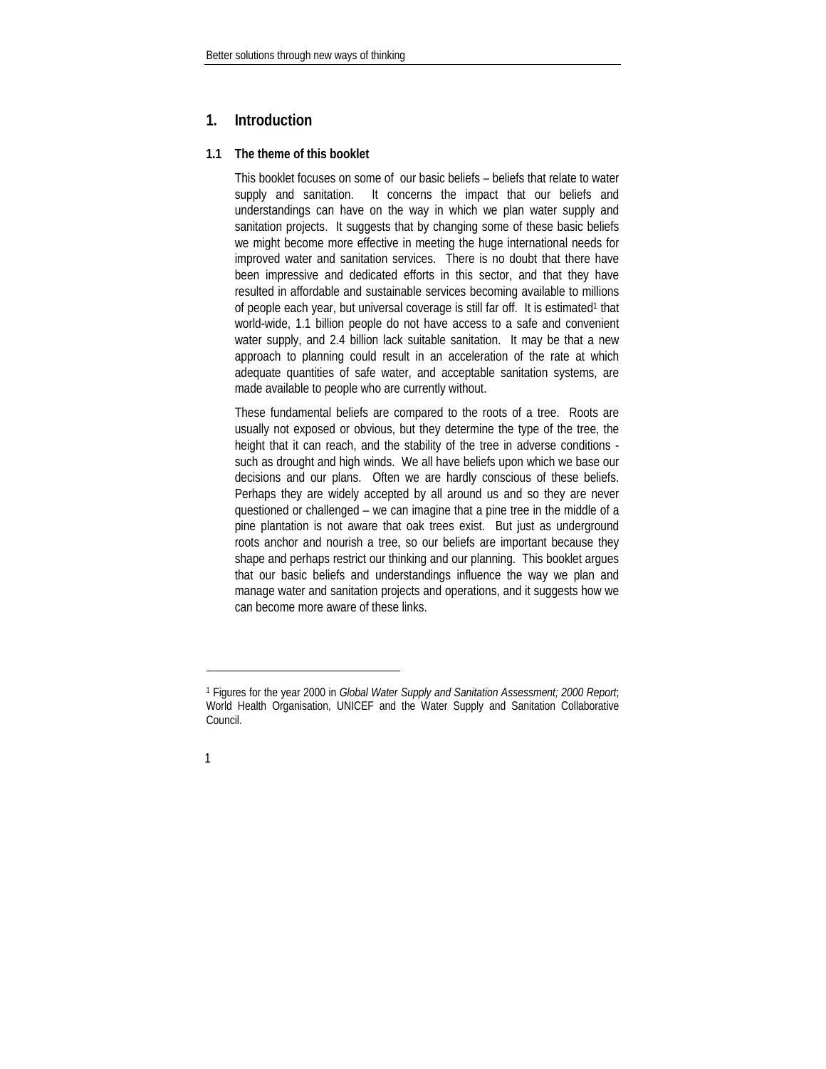# 1. Introduction

## 1.1 The theme of this booklet

This booklet focuses on some of our basic beliefs – beliefs that relate to water supply and sanitation. It concerns the impact that our beliefs and understandings can have on the way in which we plan water supply and sanitation projects. It suggests that by changing some of these basic beliefs we might become more effective in meeting the huge international needs for improved water and sanitation services. There is no doubt that there have been impressive and dedicated efforts in this sector, and that they have resulted in affordable and sustainable services becoming available to millions of people each year, but universal coverage is still far off. It is estimated[1] that world-wide, 1.1 billion people do not have access to a safe and convenient water supply, and 2.4 billion lack suitable sanitation. It may be that a new approach to planning could result in an acceleration of the rate at which adequate quantities of safe water, and acceptable sanitation systems, are made available to people who are currently without.

These fundamental beliefs are compared to the roots of a tree. Roots are usually not exposed or obvious, but they determine the type of the tree, the height that it can reach, and the stability of the tree in adverse conditions - such as drought and high winds. We all have beliefs upon which we base our decisions and our plans. Often we are hardly conscious of these beliefs. Perhaps they are widely accepted by all around us and so they are never questioned or challenged – we can imagine that a pine tree in the middle of a pine plantation is not aware that oak trees exist. But just as underground roots anchor and nourish a tree, so our beliefs are important because they shape and perhaps restrict our thinking and our planning. This booklet argues that our basic beliefs and understandings influence the way we plan and manage water and sanitation projects and operations, and it suggests how we can become more aware of these links.

---

[1] Figures for the year 2000 in *Global Water Supply and Sanitation Assessment; 2000 Report*; World Health Organisation, UNICEF and the Water Supply and Sanitation Collaborative Council.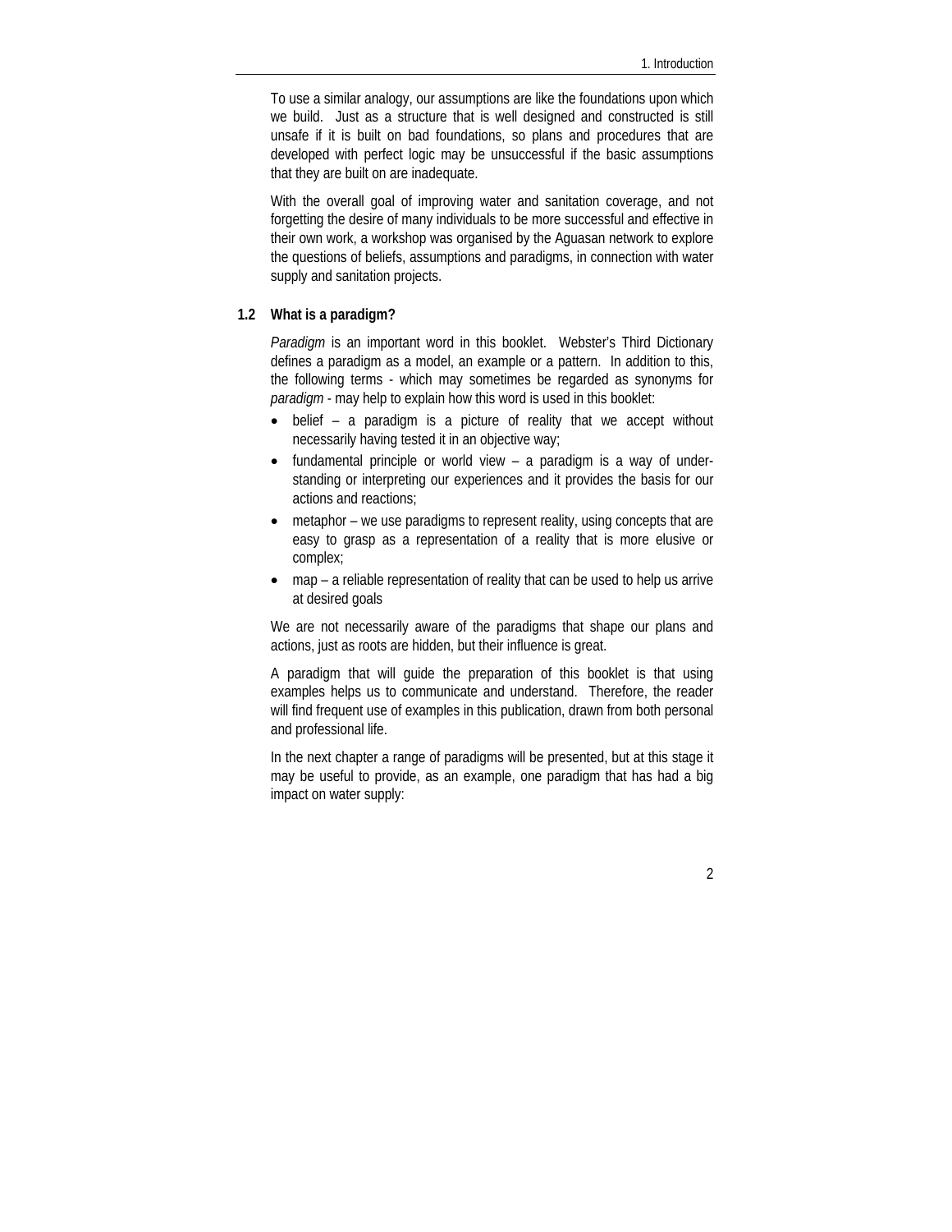To use a similar analogy, our assumptions are like the foundations upon which we build. Just as a structure that is well designed and constructed is still unsafe if it is built on bad foundations, so plans and procedures that are developed with perfect logic may be unsuccessful if the basic assumptions that they are built on are inadequate.

With the overall goal of improving water and sanitation coverage, and not forgetting the desire of many individuals to be more successful and effective in their own work, a workshop was organised by the Aguasan network to explore the questions of beliefs, assumptions and paradigms, in connection with water supply and sanitation projects.

### 1.2 What is a paradigm?

*Paradigm* is an important word in this booklet. Webster's Third Dictionary defines a paradigm as a model, an example or a pattern. In addition to this, the following terms - which may sometimes be regarded as synonyms for *paradigm* - may help to explain how this word is used in this booklet:

- belief – a paradigm is a picture of reality that we accept without necessarily having tested it in an objective way;
- fundamental principle or world view – a paradigm is a way of understanding or interpreting our experiences and it provides the basis for our actions and reactions;
- metaphor – we use paradigms to represent reality, using concepts that are easy to grasp as a representation of a reality that is more elusive or complex;
- map – a reliable representation of reality that can be used to help us arrive at desired goals

We are not necessarily aware of the paradigms that shape our plans and actions, just as roots are hidden, but their influence is great.

A paradigm that will guide the preparation of this booklet is that using examples helps us to communicate and understand. Therefore, the reader will find frequent use of examples in this publication, drawn from both personal and professional life.

In the next chapter a range of paradigms will be presented, but at this stage it may be useful to provide, as an example, one paradigm that has had a big impact on water supply: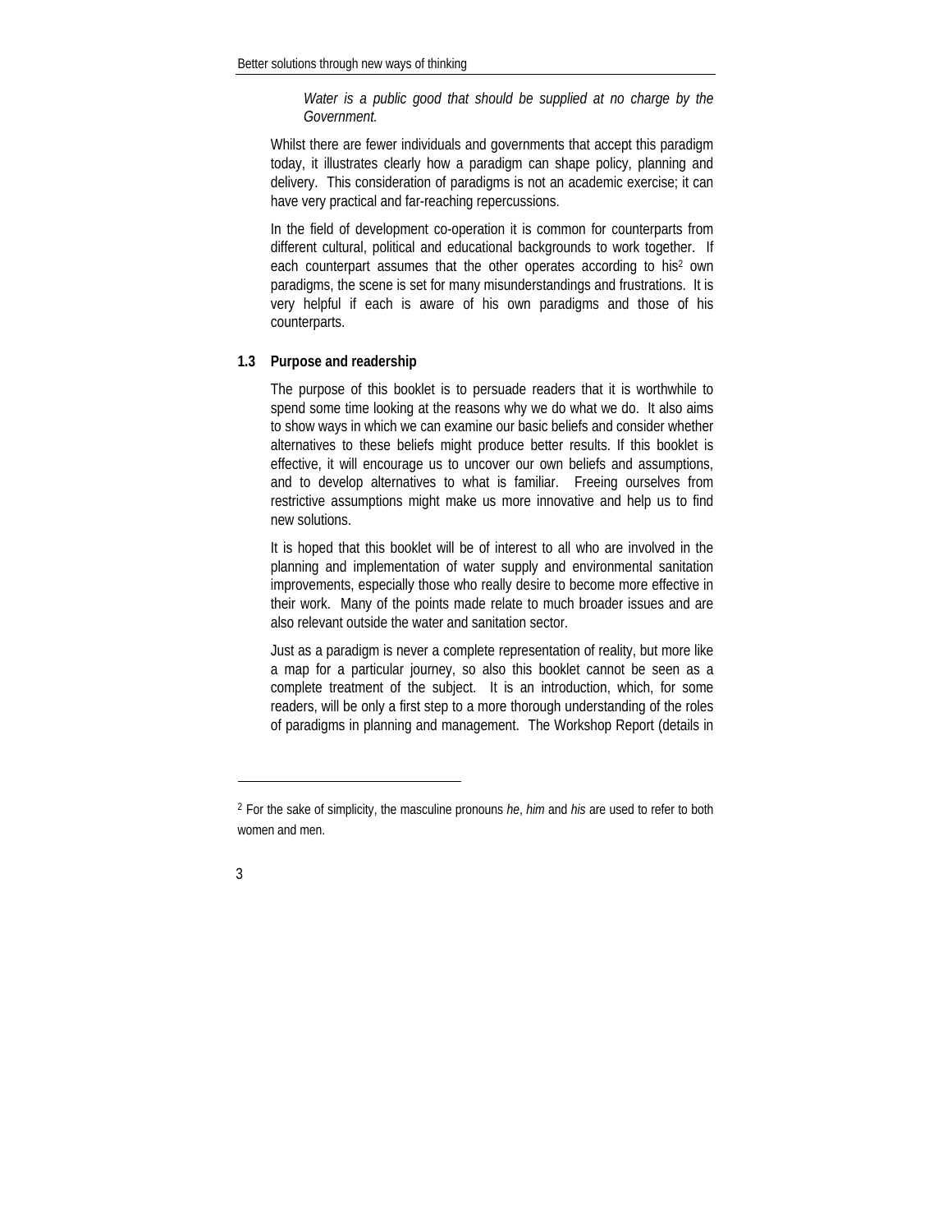> *Water is a public good that should be supplied at no charge by the Government.*

Whilst there are fewer individuals and governments that accept this paradigm today, it illustrates clearly how a paradigm can shape policy, planning and delivery. This consideration of paradigms is not an academic exercise; it can have very practical and far-reaching repercussions.

In the field of development co-operation it is common for counterparts from different cultural, political and educational backgrounds to work together. If each counterpart assumes that the other operates according to his[2] own paradigms, the scene is set for many misunderstandings and frustrations. It is very helpful if each is aware of his own paradigms and those of his counterparts.

### 1.3 Purpose and readership

The purpose of this booklet is to persuade readers that it is worthwhile to spend some time looking at the reasons why we do what we do. It also aims to show ways in which we can examine our basic beliefs and consider whether alternatives to these beliefs might produce better results. If this booklet is effective, it will encourage us to uncover our own beliefs and assumptions, and to develop alternatives to what is familiar. Freeing ourselves from restrictive assumptions might make us more innovative and help us to find new solutions.

It is hoped that this booklet will be of interest to all who are involved in the planning and implementation of water supply and environmental sanitation improvements, especially those who really desire to become more effective in their work. Many of the points made relate to much broader issues and are also relevant outside the water and sanitation sector.

Just as a paradigm is never a complete representation of reality, but more like a map for a particular journey, so also this booklet cannot be seen as a complete treatment of the subject. It is an introduction, which, for some readers, will be only a first step to a more thorough understanding of the roles of paradigms in planning and management. The Workshop Report (details in

---

[2] For the sake of simplicity, the masculine pronouns *he*, *him* and *his* are used to refer to both women and men.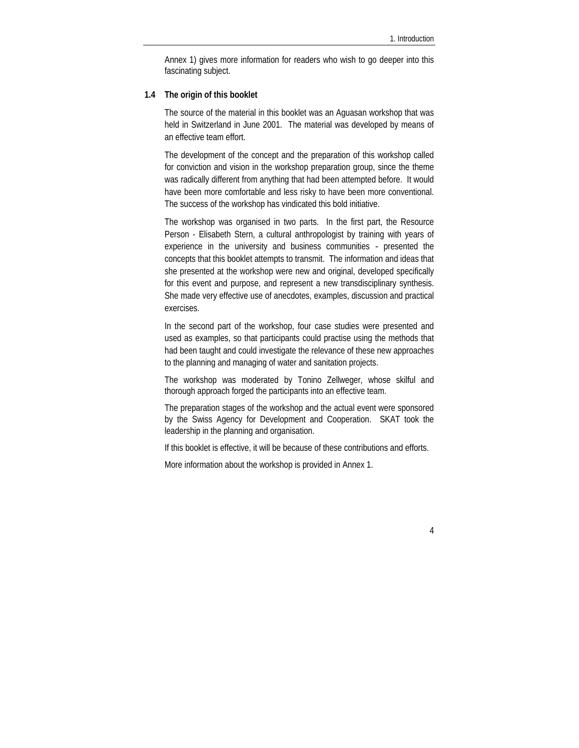Annex 1) gives more information for readers who wish to go deeper into this fascinating subject.

### 1.4 The origin of this booklet

The source of the material in this booklet was an Aguasan workshop that was held in Switzerland in June 2001. The material was developed by means of an effective team effort.

The development of the concept and the preparation of this workshop called for conviction and vision in the workshop preparation group, since the theme was radically different from anything that had been attempted before. It would have been more comfortable and less risky to have been more conventional. The success of the workshop has vindicated this bold initiative.

The workshop was organised in two parts. In the first part, the Resource Person - Elisabeth Stern, a cultural anthropologist by training with years of experience in the university and business communities - presented the concepts that this booklet attempts to transmit. The information and ideas that she presented at the workshop were new and original, developed specifically for this event and purpose, and represent a new transdisciplinary synthesis. She made very effective use of anecdotes, examples, discussion and practical exercises.

In the second part of the workshop, four case studies were presented and used as examples, so that participants could practise using the methods that had been taught and could investigate the relevance of these new approaches to the planning and managing of water and sanitation projects.

The workshop was moderated by Tonino Zellweger, whose skilful and thorough approach forged the participants into an effective team.

The preparation stages of the workshop and the actual event were sponsored by the Swiss Agency for Development and Cooperation. SKAT took the leadership in the planning and organisation.

If this booklet is effective, it will be because of these contributions and efforts.

More information about the workshop is provided in Annex 1.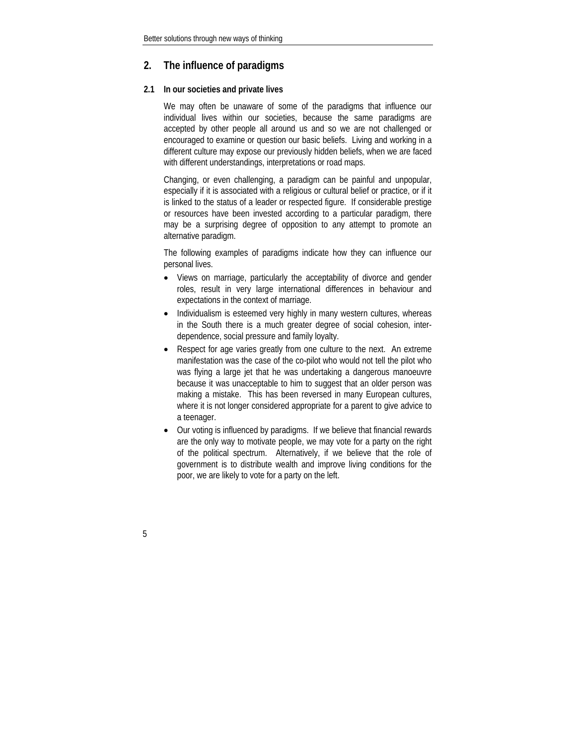## 2. The influence of paradigms

### 2.1 In our societies and private lives

We may often be unaware of some of the paradigms that influence our individual lives within our societies, because the same paradigms are accepted by other people all around us and so we are not challenged or encouraged to examine or question our basic beliefs. Living and working in a different culture may expose our previously hidden beliefs, when we are faced with different understandings, interpretations or road maps.

Changing, or even challenging, a paradigm can be painful and unpopular, especially if it is associated with a religious or cultural belief or practice, or if it is linked to the status of a leader or respected figure. If considerable prestige or resources have been invested according to a particular paradigm, there may be a surprising degree of opposition to any attempt to promote an alternative paradigm.

The following examples of paradigms indicate how they can influence our personal lives.

- Views on marriage, particularly the acceptability of divorce and gender roles, result in very large international differences in behaviour and expectations in the context of marriage.
- Individualism is esteemed very highly in many western cultures, whereas in the South there is a much greater degree of social cohesion, inter-dependence, social pressure and family loyalty.
- Respect for age varies greatly from one culture to the next. An extreme manifestation was the case of the co-pilot who would not tell the pilot who was flying a large jet that he was undertaking a dangerous manoeuvre because it was unacceptable to him to suggest that an older person was making a mistake. This has been reversed in many European cultures, where it is not longer considered appropriate for a parent to give advice to a teenager.
- Our voting is influenced by paradigms. If we believe that financial rewards are the only way to motivate people, we may vote for a party on the right of the political spectrum. Alternatively, if we believe that the role of government is to distribute wealth and improve living conditions for the poor, we are likely to vote for a party on the left.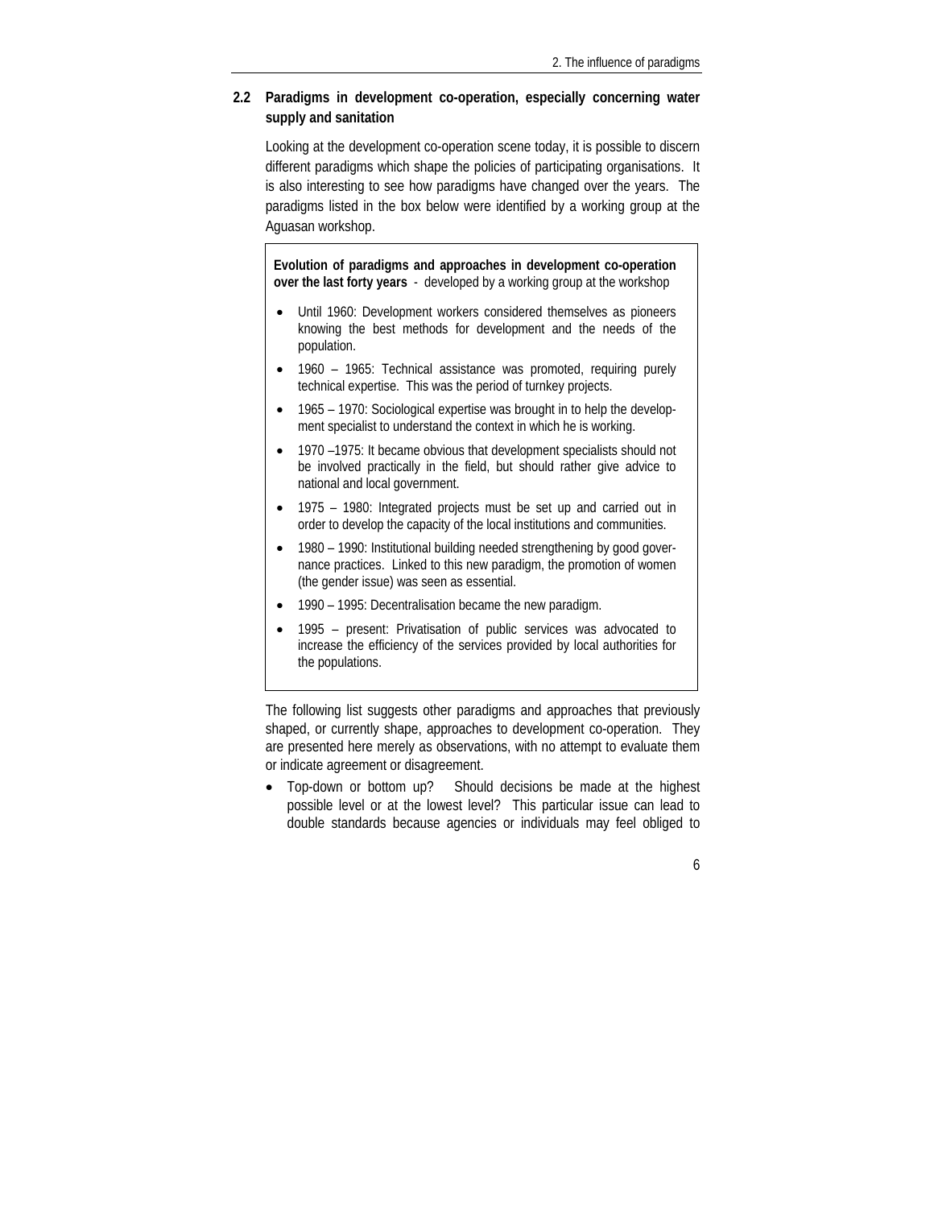## 2.2 Paradigms in development co-operation, especially concerning water supply and sanitation

Looking at the development co-operation scene today, it is possible to discern different paradigms which shape the policies of participating organisations. It is also interesting to see how paradigms have changed over the years. The paradigms listed in the box below were identified by a working group at the Aguasan workshop.

> **Evolution of paradigms and approaches in development co-operation over the last forty years** - developed by a working group at the workshop
>
> - Until 1960: Development workers considered themselves as pioneers knowing the best methods for development and the needs of the population.
> - 1960 – 1965: Technical assistance was promoted, requiring purely technical expertise. This was the period of turnkey projects.
> - 1965 – 1970: Sociological expertise was brought in to help the development specialist to understand the context in which he is working.
> - 1970 –1975: It became obvious that development specialists should not be involved practically in the field, but should rather give advice to national and local government.
> - 1975 – 1980: Integrated projects must be set up and carried out in order to develop the capacity of the local institutions and communities.
> - 1980 – 1990: Institutional building needed strengthening by good governance practices. Linked to this new paradigm, the promotion of women (the gender issue) was seen as essential.
> - 1990 – 1995: Decentralisation became the new paradigm.
> - 1995 – present: Privatisation of public services was advocated to increase the efficiency of the services provided by local authorities for the populations.

The following list suggests other paradigms and approaches that previously shaped, or currently shape, approaches to development co-operation. They are presented here merely as observations, with no attempt to evaluate them or indicate agreement or disagreement.

- Top-down or bottom up? Should decisions be made at the highest possible level or at the lowest level? This particular issue can lead to double standards because agencies or individuals may feel obliged to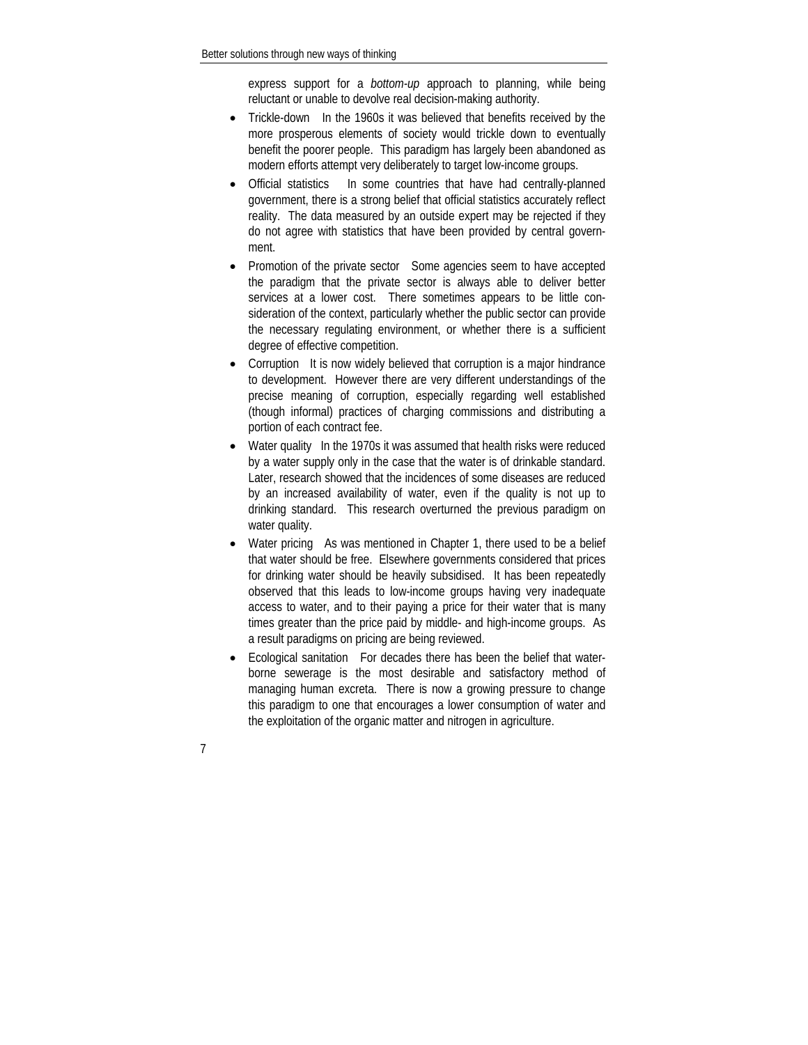express support for a *bottom-up* approach to planning, while being reluctant or unable to devolve real decision-making authority.

- Trickle-down   In the 1960s it was believed that benefits received by the more prosperous elements of society would trickle down to eventually benefit the poorer people. This paradigm has largely been abandoned as modern efforts attempt very deliberately to target low-income groups.
- Official statistics   In some countries that have had centrally-planned government, there is a strong belief that official statistics accurately reflect reality. The data measured by an outside expert may be rejected if they do not agree with statistics that have been provided by central government.
- Promotion of the private sector   Some agencies seem to have accepted the paradigm that the private sector is always able to deliver better services at a lower cost. There sometimes appears to be little consideration of the context, particularly whether the public sector can provide the necessary regulating environment, or whether there is a sufficient degree of effective competition.
- Corruption   It is now widely believed that corruption is a major hindrance to development. However there are very different understandings of the precise meaning of corruption, especially regarding well established (though informal) practices of charging commissions and distributing a portion of each contract fee.
- Water quality   In the 1970s it was assumed that health risks were reduced by a water supply only in the case that the water is of drinkable standard. Later, research showed that the incidences of some diseases are reduced by an increased availability of water, even if the quality is not up to drinking standard. This research overturned the previous paradigm on water quality.
- Water pricing   As was mentioned in Chapter 1, there used to be a belief that water should be free. Elsewhere governments considered that prices for drinking water should be heavily subsidised. It has been repeatedly observed that this leads to low-income groups having very inadequate access to water, and to their paying a price for their water that is many times greater than the price paid by middle- and high-income groups. As a result paradigms on pricing are being reviewed.
- Ecological sanitation   For decades there has been the belief that water-borne sewerage is the most desirable and satisfactory method of managing human excreta. There is now a growing pressure to change this paradigm to one that encourages a lower consumption of water and the exploitation of the organic matter and nitrogen in agriculture.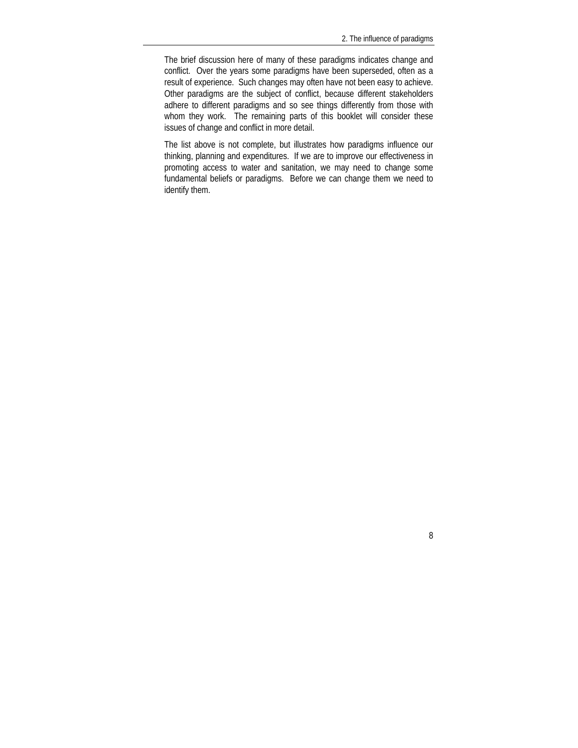The brief discussion here of many of these paradigms indicates change and conflict. Over the years some paradigms have been superseded, often as a result of experience. Such changes may often have not been easy to achieve. Other paradigms are the subject of conflict, because different stakeholders adhere to different paradigms and so see things differently from those with whom they work. The remaining parts of this booklet will consider these issues of change and conflict in more detail.

The list above is not complete, but illustrates how paradigms influence our thinking, planning and expenditures. If we are to improve our effectiveness in promoting access to water and sanitation, we may need to change some fundamental beliefs or paradigms. Before we can change them we need to identify them.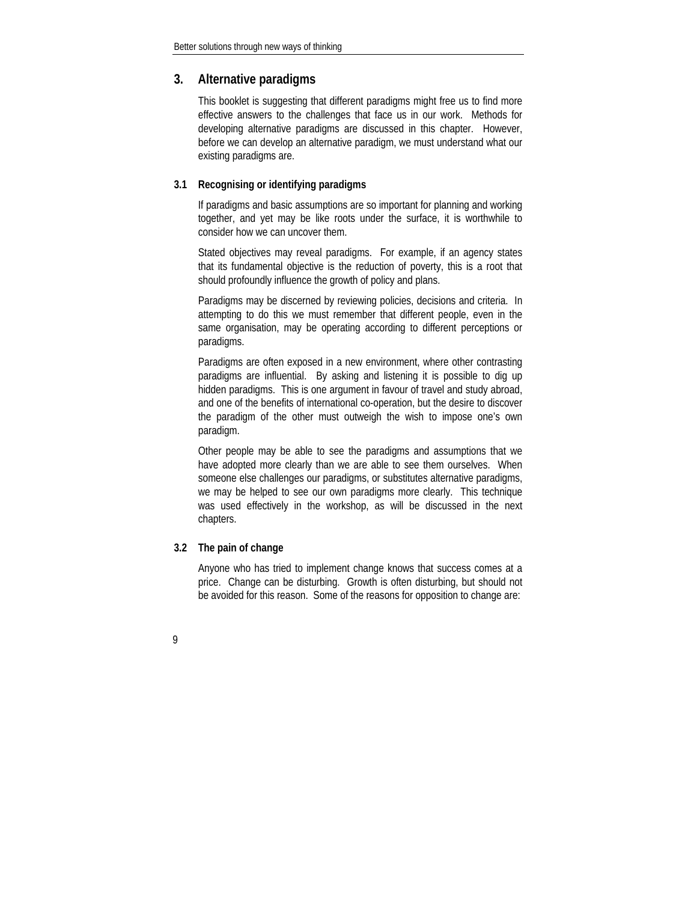## 3. Alternative paradigms

This booklet is suggesting that different paradigms might free us to find more effective answers to the challenges that face us in our work. Methods for developing alternative paradigms are discussed in this chapter. However, before we can develop an alternative paradigm, we must understand what our existing paradigms are.

### 3.1 Recognising or identifying paradigms

If paradigms and basic assumptions are so important for planning and working together, and yet may be like roots under the surface, it is worthwhile to consider how we can uncover them.

Stated objectives may reveal paradigms. For example, if an agency states that its fundamental objective is the reduction of poverty, this is a root that should profoundly influence the growth of policy and plans.

Paradigms may be discerned by reviewing policies, decisions and criteria. In attempting to do this we must remember that different people, even in the same organisation, may be operating according to different perceptions or paradigms.

Paradigms are often exposed in a new environment, where other contrasting paradigms are influential. By asking and listening it is possible to dig up hidden paradigms. This is one argument in favour of travel and study abroad, and one of the benefits of international co-operation, but the desire to discover the paradigm of the other must outweigh the wish to impose one's own paradigm.

Other people may be able to see the paradigms and assumptions that we have adopted more clearly than we are able to see them ourselves. When someone else challenges our paradigms, or substitutes alternative paradigms, we may be helped to see our own paradigms more clearly. This technique was used effectively in the workshop, as will be discussed in the next chapters.

### 3.2 The pain of change

Anyone who has tried to implement change knows that success comes at a price. Change can be disturbing. Growth is often disturbing, but should not be avoided for this reason. Some of the reasons for opposition to change are: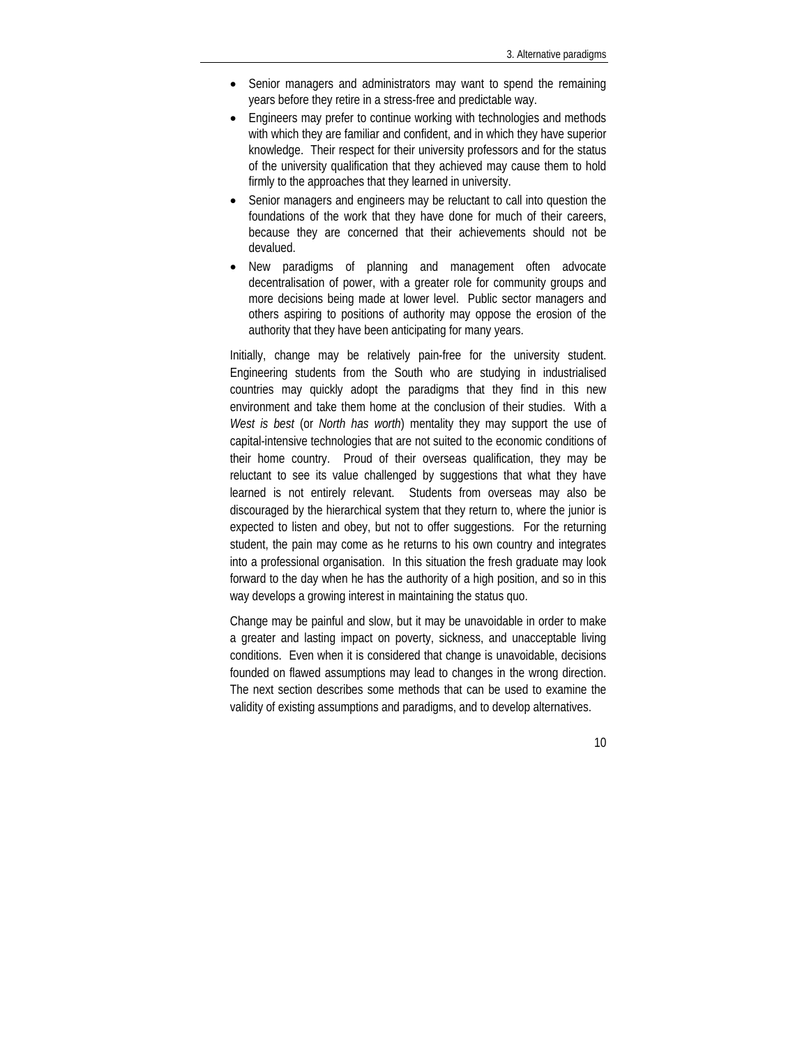- Senior managers and administrators may want to spend the remaining years before they retire in a stress-free and predictable way.
- Engineers may prefer to continue working with technologies and methods with which they are familiar and confident, and in which they have superior knowledge. Their respect for their university professors and for the status of the university qualification that they achieved may cause them to hold firmly to the approaches that they learned in university.
- Senior managers and engineers may be reluctant to call into question the foundations of the work that they have done for much of their careers, because they are concerned that their achievements should not be devalued.
- New paradigms of planning and management often advocate decentralisation of power, with a greater role for community groups and more decisions being made at lower level. Public sector managers and others aspiring to positions of authority may oppose the erosion of the authority that they have been anticipating for many years.

Initially, change may be relatively pain-free for the university student. Engineering students from the South who are studying in industrialised countries may quickly adopt the paradigms that they find in this new environment and take them home at the conclusion of their studies. With a *West is best* (or *North has worth*) mentality they may support the use of capital-intensive technologies that are not suited to the economic conditions of their home country. Proud of their overseas qualification, they may be reluctant to see its value challenged by suggestions that what they have learned is not entirely relevant. Students from overseas may also be discouraged by the hierarchical system that they return to, where the junior is expected to listen and obey, but not to offer suggestions. For the returning student, the pain may come as he returns to his own country and integrates into a professional organisation. In this situation the fresh graduate may look forward to the day when he has the authority of a high position, and so in this way develops a growing interest in maintaining the status quo.

Change may be painful and slow, but it may be unavoidable in order to make a greater and lasting impact on poverty, sickness, and unacceptable living conditions. Even when it is considered that change is unavoidable, decisions founded on flawed assumptions may lead to changes in the wrong direction. The next section describes some methods that can be used to examine the validity of existing assumptions and paradigms, and to develop alternatives.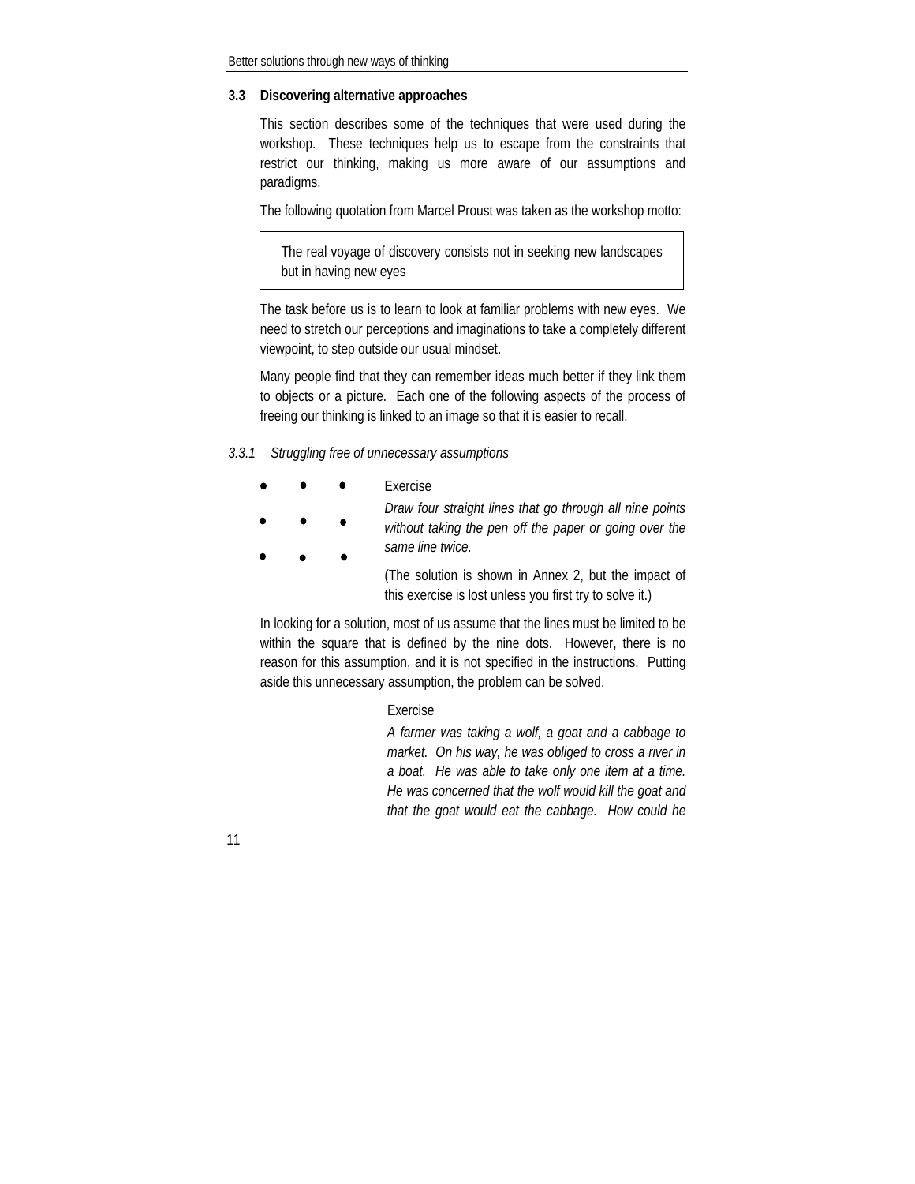### 3.3 Discovering alternative approaches

This section describes some of the techniques that were used during the workshop. These techniques help us to escape from the constraints that restrict our thinking, making us more aware of our assumptions and paradigms.

The following quotation from Marcel Proust was taken as the workshop motto:

> The real voyage of discovery consists not in seeking new landscapes but in having new eyes

The task before us is to learn to look at familiar problems with new eyes. We need to stretch our perceptions and imaginations to take a completely different viewpoint, to step outside our usual mindset.

Many people find that they can remember ideas much better if they link them to objects or a picture. Each one of the following aspects of the process of freeing our thinking is linked to an image so that it is easier to recall.

#### *3.3.1 Struggling free of unnecessary assumptions*

```
•   •   •
•   •   •
•   •   •
```

Exercise

*Draw four straight lines that go through all nine points without taking the pen off the paper or going over the same line twice.*

(The solution is shown in Annex 2, but the impact of this exercise is lost unless you first try to solve it.)

In looking for a solution, most of us assume that the lines must be limited to be within the square that is defined by the nine dots. However, there is no reason for this assumption, and it is not specified in the instructions. Putting aside this unnecessary assumption, the problem can be solved.

Exercise

*A farmer was taking a wolf, a goat and a cabbage to market. On his way, he was obliged to cross a river in a boat. He was able to take only one item at a time. He was concerned that the wolf would kill the goat and that the goat would eat the cabbage. How could he*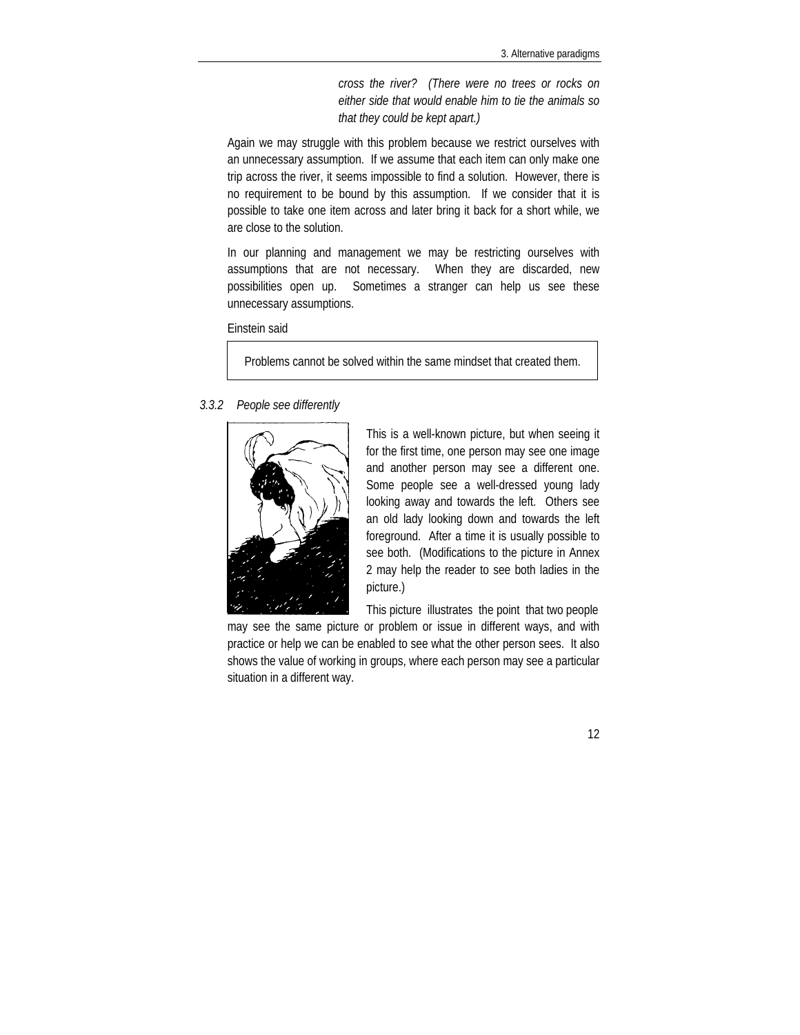*cross the river? (There were no trees or rocks on either side that would enable him to tie the animals so that they could be kept apart.)*

Again we may struggle with this problem because we restrict ourselves with an unnecessary assumption. If we assume that each item can only make one trip across the river, it seems impossible to find a solution. However, there is no requirement to be bound by this assumption. If we consider that it is possible to take one item across and later bring it back for a short while, we are close to the solution.

In our planning and management we may be restricting ourselves with assumptions that are not necessary. When they are discarded, new possibilities open up. Sometimes a stranger can help us see these unnecessary assumptions.

Einstein said

> Problems cannot be solved within the same mindset that created them.

### *3.3.2 People see differently*

This is a well-known picture, but when seeing it for the first time, one person may see one image and another person may see a different one. Some people see a well-dressed young lady looking away and towards the left. Others see an old lady looking down and towards the left foreground. After a time it is usually possible to see both. (Modifications to the picture in Annex 2 may help the reader to see both ladies in the picture.)

This picture illustrates the point that two people may see the same picture or problem or issue in different ways, and with practice or help we can be enabled to see what the other person sees. It also shows the value of working in groups, where each person may see a particular situation in a different way.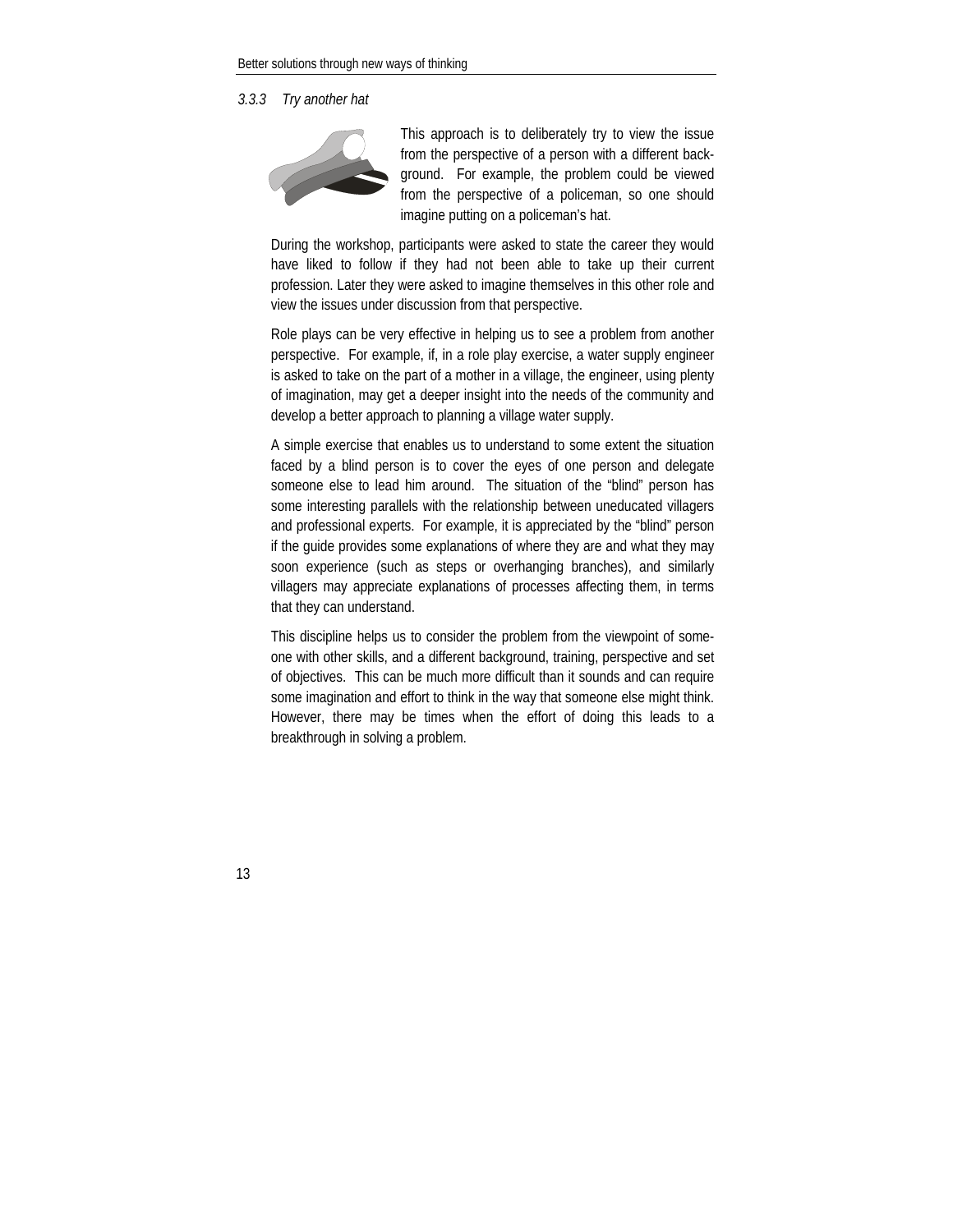### 3.3.3 Try another hat

This approach is to deliberately try to view the issue from the perspective of a person with a different background. For example, the problem could be viewed from the perspective of a policeman, so one should imagine putting on a policeman's hat.

During the workshop, participants were asked to state the career they would have liked to follow if they had not been able to take up their current profession. Later they were asked to imagine themselves in this other role and view the issues under discussion from that perspective.

Role plays can be very effective in helping us to see a problem from another perspective. For example, if, in a role play exercise, a water supply engineer is asked to take on the part of a mother in a village, the engineer, using plenty of imagination, may get a deeper insight into the needs of the community and develop a better approach to planning a village water supply.

A simple exercise that enables us to understand to some extent the situation faced by a blind person is to cover the eyes of one person and delegate someone else to lead him around. The situation of the "blind" person has some interesting parallels with the relationship between uneducated villagers and professional experts. For example, it is appreciated by the "blind" person if the guide provides some explanations of where they are and what they may soon experience (such as steps or overhanging branches), and similarly villagers may appreciate explanations of processes affecting them, in terms that they can understand.

This discipline helps us to consider the problem from the viewpoint of someone with other skills, and a different background, training, perspective and set of objectives. This can be much more difficult than it sounds and can require some imagination and effort to think in the way that someone else might think. However, there may be times when the effort of doing this leads to a breakthrough in solving a problem.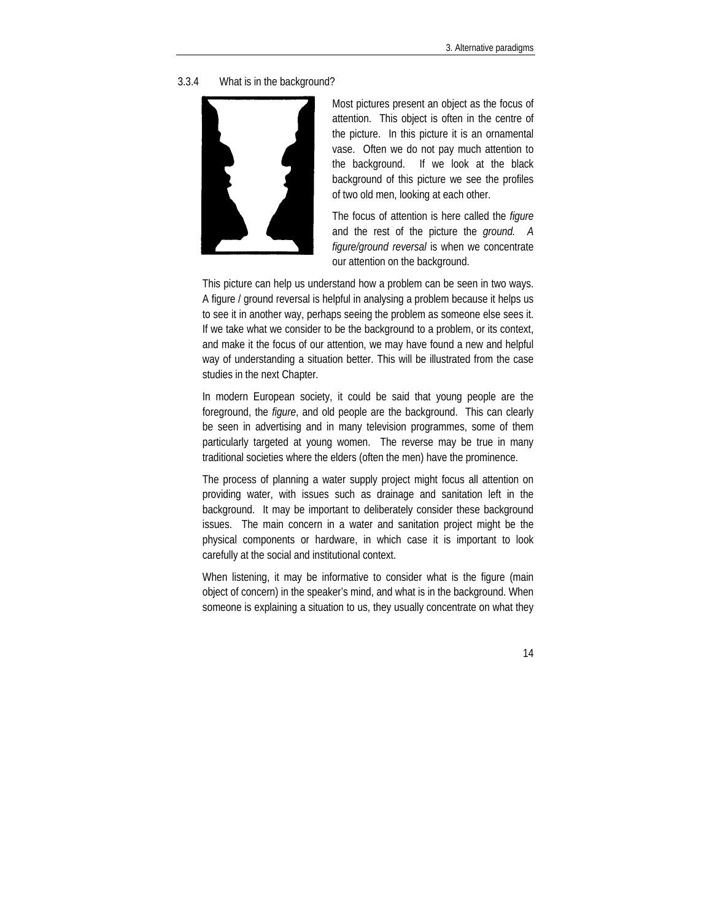### 3.3.4 What is in the background?

Most pictures present an object as the focus of attention. This object is often in the centre of the picture. In this picture it is an ornamental vase. Often we do not pay much attention to the background. If we look at the black background of this picture we see the profiles of two old men, looking at each other.

The focus of attention is here called the *figure* and the rest of the picture the *ground. A figure/ground reversal* is when we concentrate our attention on the background.

This picture can help us understand how a problem can be seen in two ways. A figure / ground reversal is helpful in analysing a problem because it helps us to see it in another way, perhaps seeing the problem as someone else sees it. If we take what we consider to be the background to a problem, or its context, and make it the focus of our attention, we may have found a new and helpful way of understanding a situation better. This will be illustrated from the case studies in the next Chapter.

In modern European society, it could be said that young people are the foreground, the *figure*, and old people are the background. This can clearly be seen in advertising and in many television programmes, some of them particularly targeted at young women. The reverse may be true in many traditional societies where the elders (often the men) have the prominence.

The process of planning a water supply project might focus all attention on providing water, with issues such as drainage and sanitation left in the background. It may be important to deliberately consider these background issues. The main concern in a water and sanitation project might be the physical components or hardware, in which case it is important to look carefully at the social and institutional context.

When listening, it may be informative to consider what is the figure (main object of concern) in the speaker's mind, and what is in the background. When someone is explaining a situation to us, they usually concentrate on what they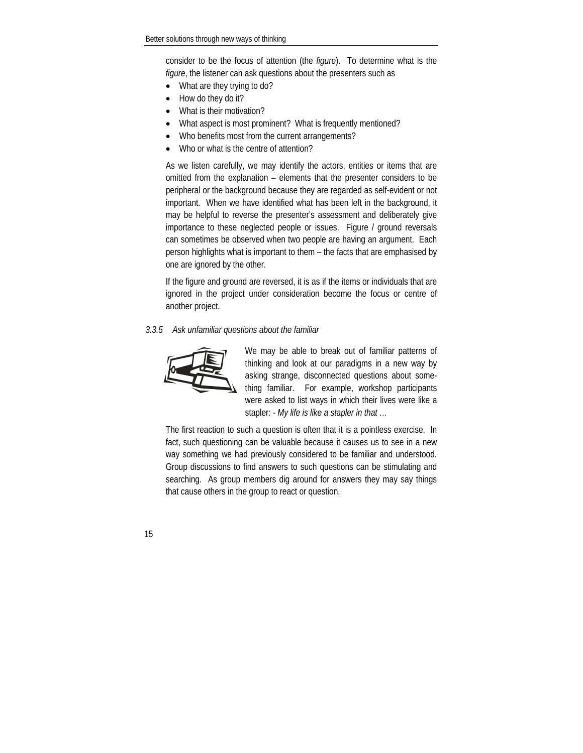consider to be the focus of attention (the *figure*). To determine what is the *figure*, the listener can ask questions about the presenters such as

- What are they trying to do?
- How do they do it?
- What is their motivation?
- What aspect is most prominent? What is frequently mentioned?
- Who benefits most from the current arrangements?
- Who or what is the centre of attention?

As we listen carefully, we may identify the actors, entities or items that are omitted from the explanation – elements that the presenter considers to be peripheral or the background because they are regarded as self-evident or not important. When we have identified what has been left in the background, it may be helpful to reverse the presenter's assessment and deliberately give importance to these neglected people or issues. Figure / ground reversals can sometimes be observed when two people are having an argument. Each person highlights what is important to them – the facts that are emphasised by one are ignored by the other.

If the figure and ground are reversed, it is as if the items or individuals that are ignored in the project under consideration become the focus or centre of another project.

### *3.3.5 Ask unfamiliar questions about the familiar*

We may be able to break out of familiar patterns of thinking and look at our paradigms in a new way by asking strange, disconnected questions about something familiar. For example, workshop participants were asked to list ways in which their lives were like a stapler: *- My life is like a stapler in that …*

The first reaction to such a question is often that it is a pointless exercise. In fact, such questioning can be valuable because it causes us to see in a new way something we had previously considered to be familiar and understood. Group discussions to find answers to such questions can be stimulating and searching. As group members dig around for answers they may say things that cause others in the group to react or question.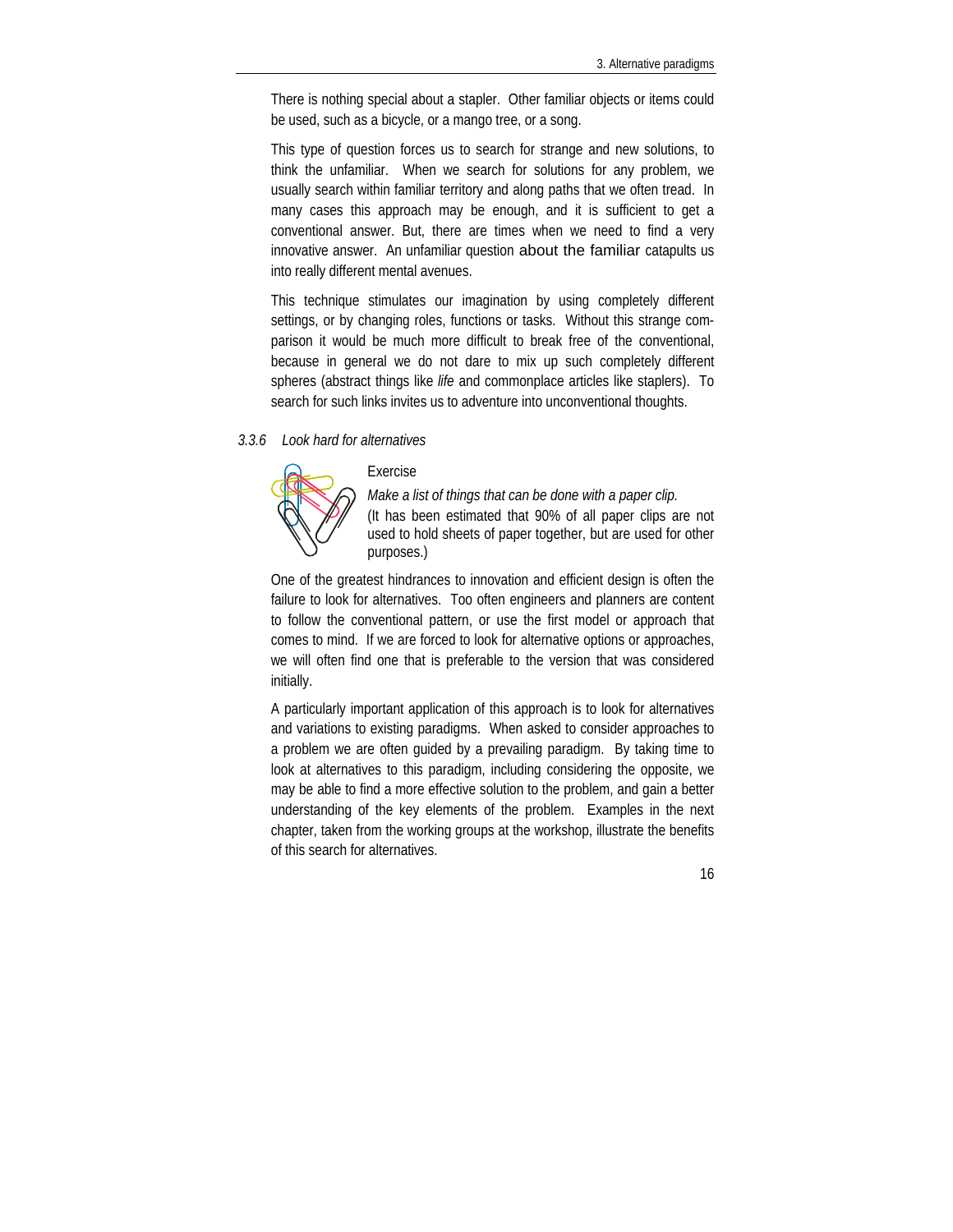There is nothing special about a stapler. Other familiar objects or items could be used, such as a bicycle, or a mango tree, or a song.

This type of question forces us to search for strange and new solutions, to think the unfamiliar. When we search for solutions for any problem, we usually search within familiar territory and along paths that we often tread. In many cases this approach may be enough, and it is sufficient to get a conventional answer. But, there are times when we need to find a very innovative answer. An unfamiliar question about the familiar catapults us into really different mental avenues.

This technique stimulates our imagination by using completely different settings, or by changing roles, functions or tasks. Without this strange comparison it would be much more difficult to break free of the conventional, because in general we do not dare to mix up such completely different spheres (abstract things like *life* and commonplace articles like staplers). To search for such links invites us to adventure into unconventional thoughts.

### *3.3.6 Look hard for alternatives*

Exercise

*Make a list of things that can be done with a paper clip.*

(It has been estimated that 90% of all paper clips are not used to hold sheets of paper together, but are used for other purposes.)

One of the greatest hindrances to innovation and efficient design is often the failure to look for alternatives. Too often engineers and planners are content to follow the conventional pattern, or use the first model or approach that comes to mind. If we are forced to look for alternative options or approaches, we will often find one that is preferable to the version that was considered initially.

A particularly important application of this approach is to look for alternatives and variations to existing paradigms. When asked to consider approaches to a problem we are often guided by a prevailing paradigm. By taking time to look at alternatives to this paradigm, including considering the opposite, we may be able to find a more effective solution to the problem, and gain a better understanding of the key elements of the problem. Examples in the next chapter, taken from the working groups at the workshop, illustrate the benefits of this search for alternatives.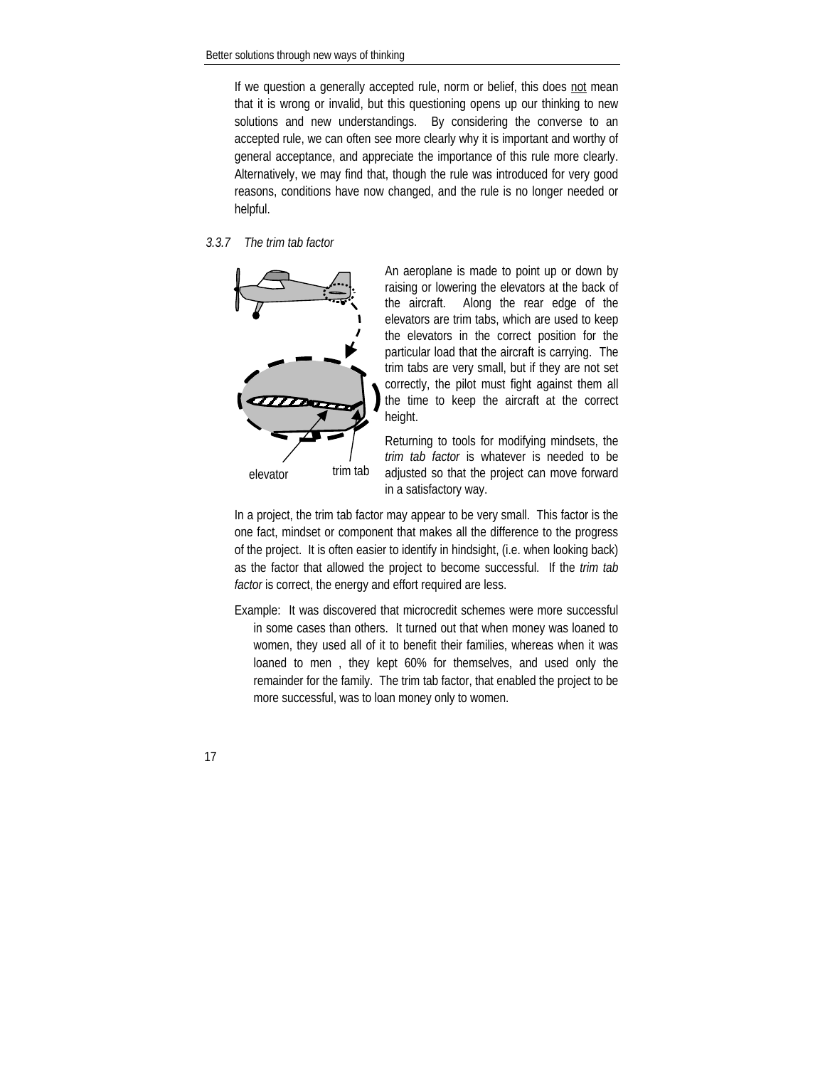If we question a generally accepted rule, norm or belief, this does not mean that it is wrong or invalid, but this questioning opens up our thinking to new solutions and new understandings. By considering the converse to an accepted rule, we can often see more clearly why it is important and worthy of general acceptance, and appreciate the importance of this rule more clearly. Alternatively, we may find that, though the rule was introduced for very good reasons, conditions have now changed, and the rule is no longer needed or helpful.

### *3.3.7 The trim tab factor*

elevator

trim tab

An aeroplane is made to point up or down by raising or lowering the elevators at the back of the aircraft. Along the rear edge of the elevators are trim tabs, which are used to keep the elevators in the correct position for the particular load that the aircraft is carrying. The trim tabs are very small, but if they are not set correctly, the pilot must fight against them all the time to keep the aircraft at the correct height.

Returning to tools for modifying mindsets, the *trim tab factor* is whatever is needed to be adjusted so that the project can move forward in a satisfactory way.

In a project, the trim tab factor may appear to be very small. This factor is the one fact, mindset or component that makes all the difference to the progress of the project. It is often easier to identify in hindsight, (i.e. when looking back) as the factor that allowed the project to become successful. If the *trim tab factor* is correct, the energy and effort required are less.

Example: It was discovered that microcredit schemes were more successful in some cases than others. It turned out that when money was loaned to women, they used all of it to benefit their families, whereas when it was loaned to men , they kept 60% for themselves, and used only the remainder for the family. The trim tab factor, that enabled the project to be more successful, was to loan money only to women.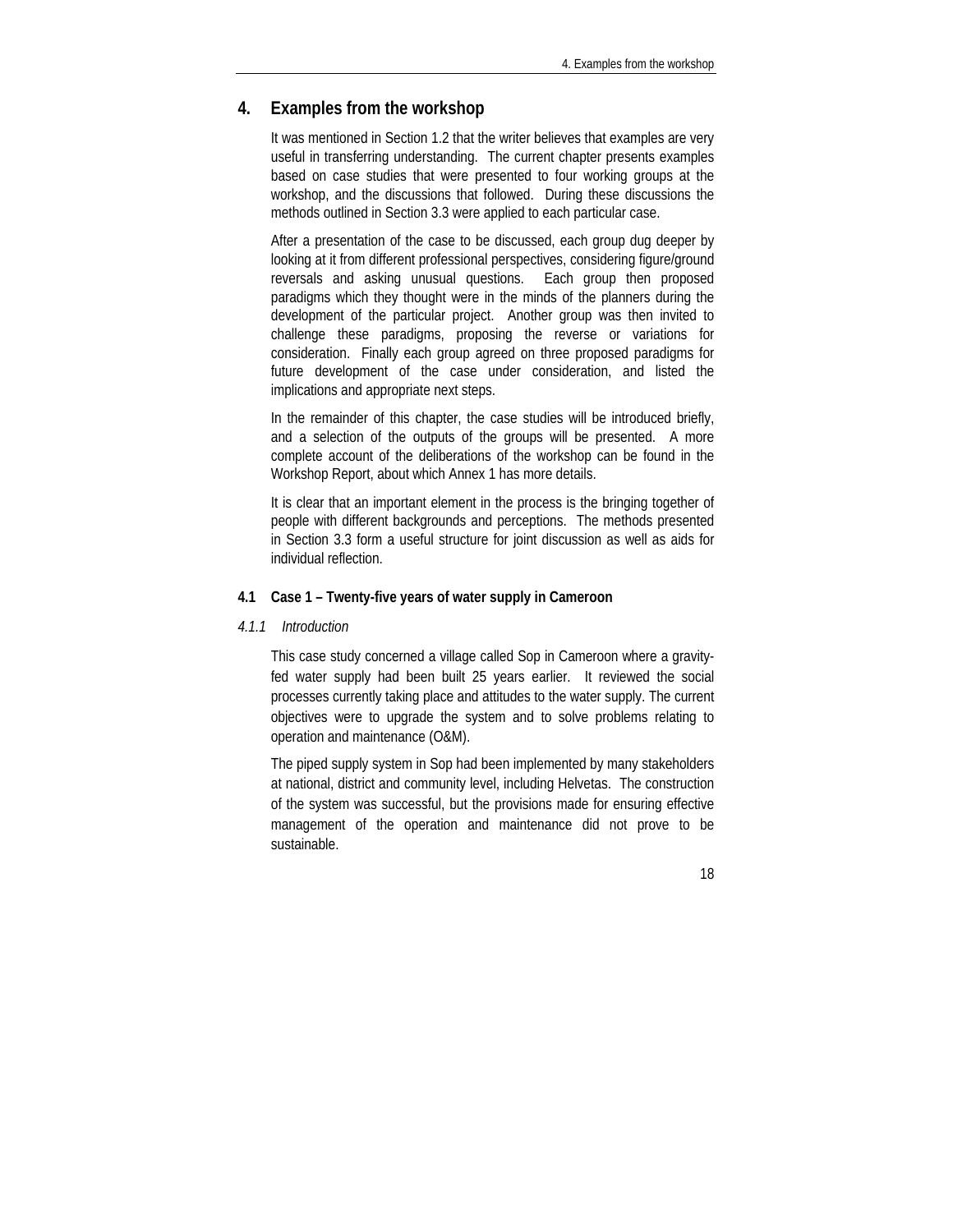# 4. Examples from the workshop

It was mentioned in Section 1.2 that the writer believes that examples are very useful in transferring understanding. The current chapter presents examples based on case studies that were presented to four working groups at the workshop, and the discussions that followed. During these discussions the methods outlined in Section 3.3 were applied to each particular case.

After a presentation of the case to be discussed, each group dug deeper by looking at it from different professional perspectives, considering figure/ground reversals and asking unusual questions. Each group then proposed paradigms which they thought were in the minds of the planners during the development of the particular project. Another group was then invited to challenge these paradigms, proposing the reverse or variations for consideration. Finally each group agreed on three proposed paradigms for future development of the case under consideration, and listed the implications and appropriate next steps.

In the remainder of this chapter, the case studies will be introduced briefly, and a selection of the outputs of the groups will be presented. A more complete account of the deliberations of the workshop can be found in the Workshop Report, about which Annex 1 has more details.

It is clear that an important element in the process is the bringing together of people with different backgrounds and perceptions. The methods presented in Section 3.3 form a useful structure for joint discussion as well as aids for individual reflection.

## 4.1 Case 1 – Twenty-five years of water supply in Cameroon

### *4.1.1 Introduction*

This case study concerned a village called Sop in Cameroon where a gravity-fed water supply had been built 25 years earlier. It reviewed the social processes currently taking place and attitudes to the water supply. The current objectives were to upgrade the system and to solve problems relating to operation and maintenance (O&M).

The piped supply system in Sop had been implemented by many stakeholders at national, district and community level, including Helvetas. The construction of the system was successful, but the provisions made for ensuring effective management of the operation and maintenance did not prove to be sustainable.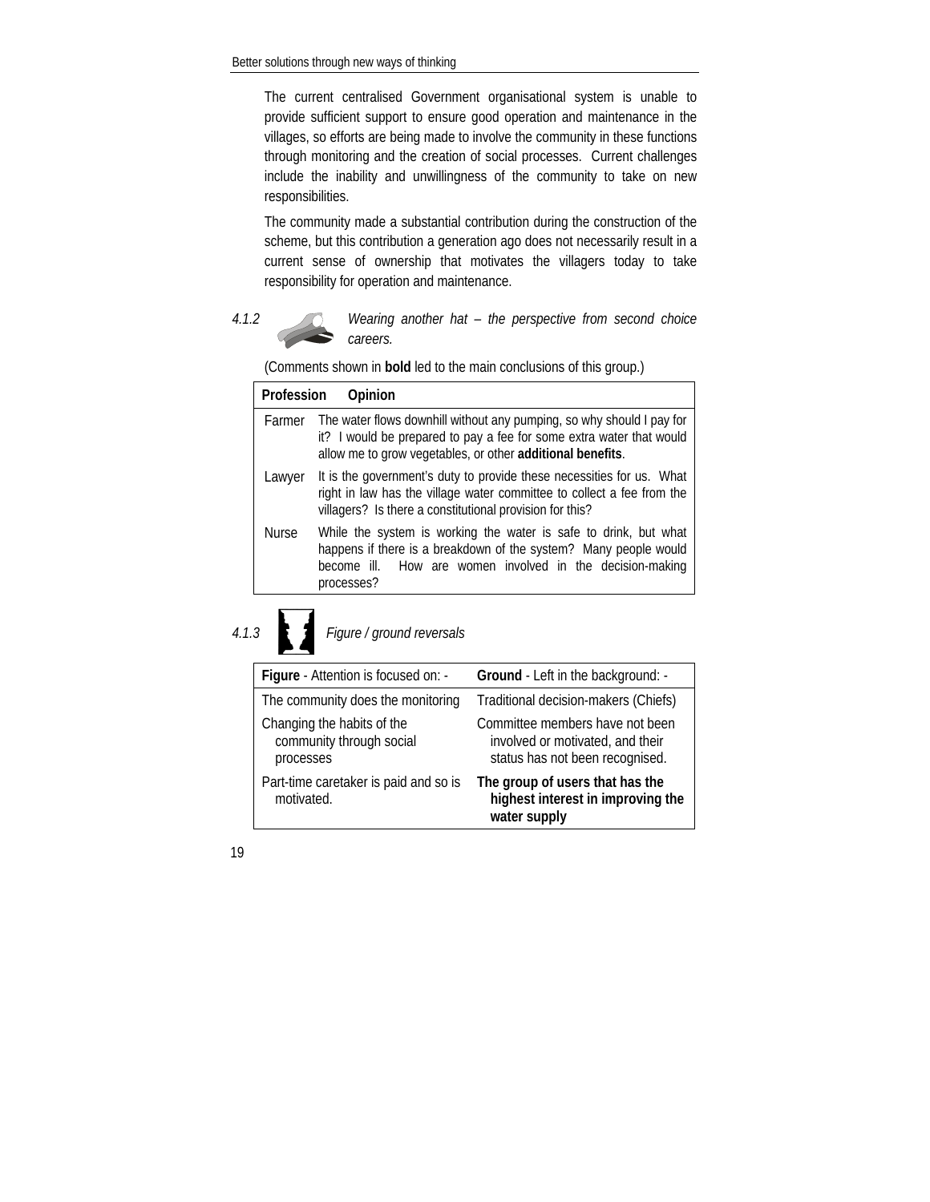The current centralised Government organisational system is unable to provide sufficient support to ensure good operation and maintenance in the villages, so efforts are being made to involve the community in these functions through monitoring and the creation of social processes. Current challenges include the inability and unwillingness of the community to take on new responsibilities.

The community made a substantial contribution during the construction of the scheme, but this contribution a generation ago does not necessarily result in a current sense of ownership that motivates the villagers today to take responsibility for operation and maintenance.

### 4.1.2 *Wearing another hat – the perspective from second choice careers.*

(Comments shown in **bold** led to the main conclusions of this group.)

| Profession | Opinion |
|---|---|
| Farmer | The water flows downhill without any pumping, so why should I pay for it? I would be prepared to pay a fee for some extra water that would allow me to grow vegetables, or other **additional benefits**. |
| Lawyer | It is the government's duty to provide these necessities for us. What right in law has the village water committee to collect a fee from the villagers? Is there a constitutional provision for this? |
| Nurse | While the system is working the water is safe to drink, but what happens if there is a breakdown of the system? Many people would become ill. How are women involved in the decision-making processes? |

### 4.1.3 *Figure / ground reversals*

| **Figure** - Attention is focused on: - | **Ground** - Left in the background: - |
|---|---|
| The community does the monitoring | Traditional decision-makers (Chiefs) |
| Changing the habits of the community through social processes | Committee members have not been involved or motivated, and their status has not been recognised. |
| Part-time caretaker is paid and so is motivated. | **The group of users that has the highest interest in improving the water supply** |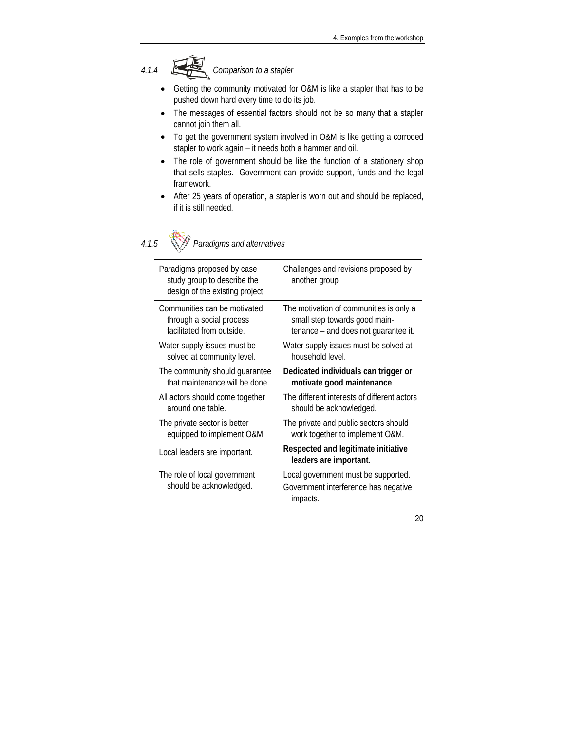#### 4.1.4 *Comparison to a stapler*

- Getting the community motivated for O&M is like a stapler that has to be pushed down hard every time to do its job.
- The messages of essential factors should not be so many that a stapler cannot join them all.
- To get the government system involved in O&M is like getting a corroded stapler to work again – it needs both a hammer and oil.
- The role of government should be like the function of a stationery shop that sells staples. Government can provide support, funds and the legal framework.
- After 25 years of operation, a stapler is worn out and should be replaced, if it is still needed.

#### 4.1.5 *Paradigms and alternatives*

| Paradigms proposed by case study group to describe the design of the existing project | Challenges and revisions proposed by another group |
|---|---|
| Communities can be motivated through a social process facilitated from outside. | The motivation of communities is only a small step towards good main-tenance – and does not guarantee it. |
| Water supply issues must be solved at community level. | Water supply issues must be solved at household level. |
| The community should guarantee that maintenance will be done. | **Dedicated individuals can trigger or motivate good maintenance**. |
| All actors should come together around one table. | The different interests of different actors should be acknowledged. |
| The private sector is better equipped to implement O&M. | The private and public sectors should work together to implement O&M. |
| Local leaders are important. | **Respected and legitimate initiative leaders are important.** |
| The role of local government should be acknowledged. | Local government must be supported.<br>Government interference has negative impacts. |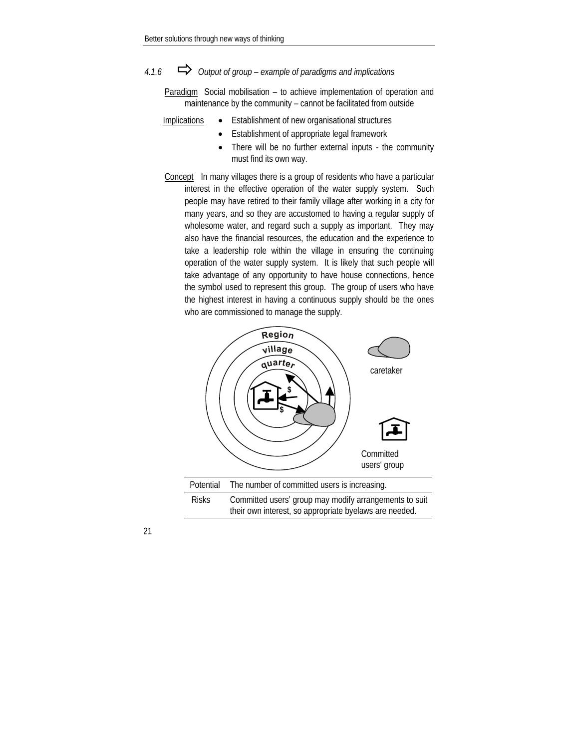### 4.1.6 ⇨ *Output of group – example of paradigms and implications*

Paradigm Social mobilisation – to achieve implementation of operation and maintenance by the community – cannot be facilitated from outside

Implications

- Establishment of new organisational structures
- Establishment of appropriate legal framework
- There will be no further external inputs - the community must find its own way.

Concept In many villages there is a group of residents who have a particular interest in the effective operation of the water supply system. Such people may have retired to their family village after working in a city for many years, and so they are accustomed to having a regular supply of wholesome water, and regard such a supply as important. They may also have the financial resources, the education and the experience to take a leadership role within the village in ensuring the continuing operation of the water supply system. It is likely that such people will take advantage of any opportunity to have house connections, hence the symbol used to represent this group. The group of users who have the highest interest in having a continuous supply should be the ones who are commissioned to manage the supply.

Region
village
quarter

caretaker

Committed users' group

| Potential | The number of committed users is increasing. |
| --- | --- |
| Risks | Committed users' group may modify arrangements to suit their own interest, so appropriate byelaws are needed. |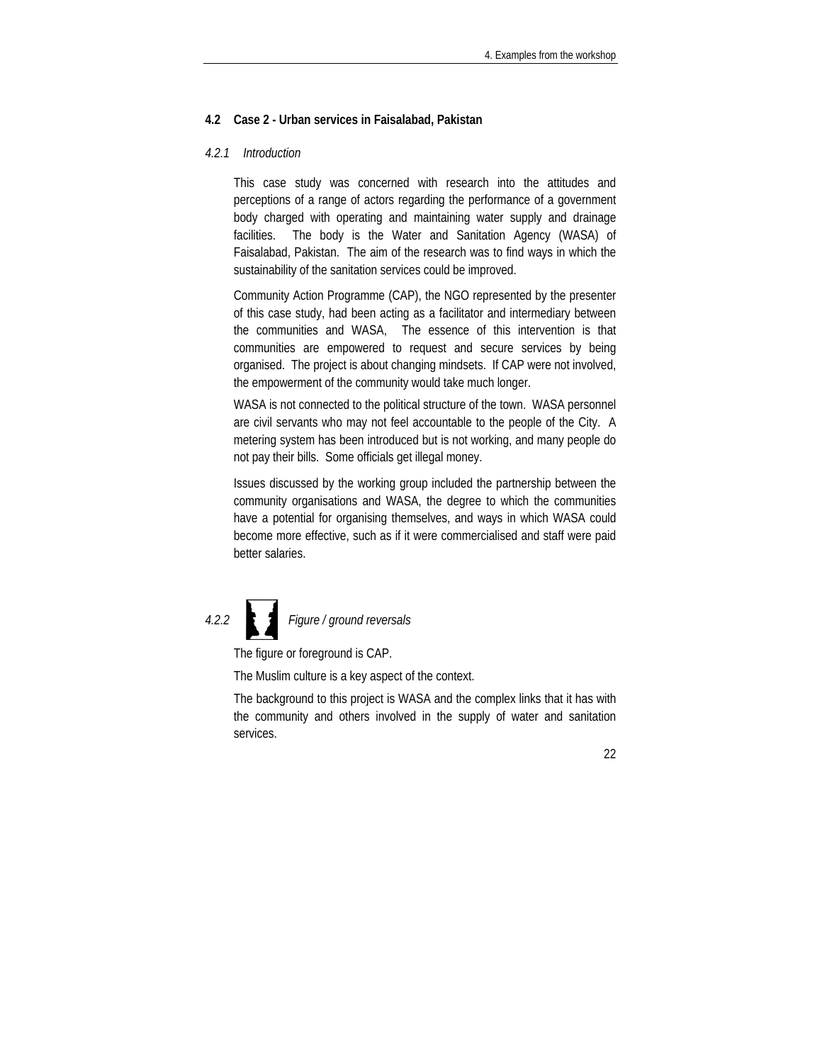## 4.2 Case 2 - Urban services in Faisalabad, Pakistan

### *4.2.1 Introduction*

This case study was concerned with research into the attitudes and perceptions of a range of actors regarding the performance of a government body charged with operating and maintaining water supply and drainage facilities. The body is the Water and Sanitation Agency (WASA) of Faisalabad, Pakistan. The aim of the research was to find ways in which the sustainability of the sanitation services could be improved.

Community Action Programme (CAP), the NGO represented by the presenter of this case study, had been acting as a facilitator and intermediary between the communities and WASA, The essence of this intervention is that communities are empowered to request and secure services by being organised. The project is about changing mindsets. If CAP were not involved, the empowerment of the community would take much longer.

WASA is not connected to the political structure of the town. WASA personnel are civil servants who may not feel accountable to the people of the City. A metering system has been introduced but is not working, and many people do not pay their bills. Some officials get illegal money.

Issues discussed by the working group included the partnership between the community organisations and WASA, the degree to which the communities have a potential for organising themselves, and ways in which WASA could become more effective, such as if it were commercialised and staff were paid better salaries.

### *4.2.2 Figure / ground reversals*

The figure or foreground is CAP.

The Muslim culture is a key aspect of the context.

The background to this project is WASA and the complex links that it has with the community and others involved in the supply of water and sanitation services.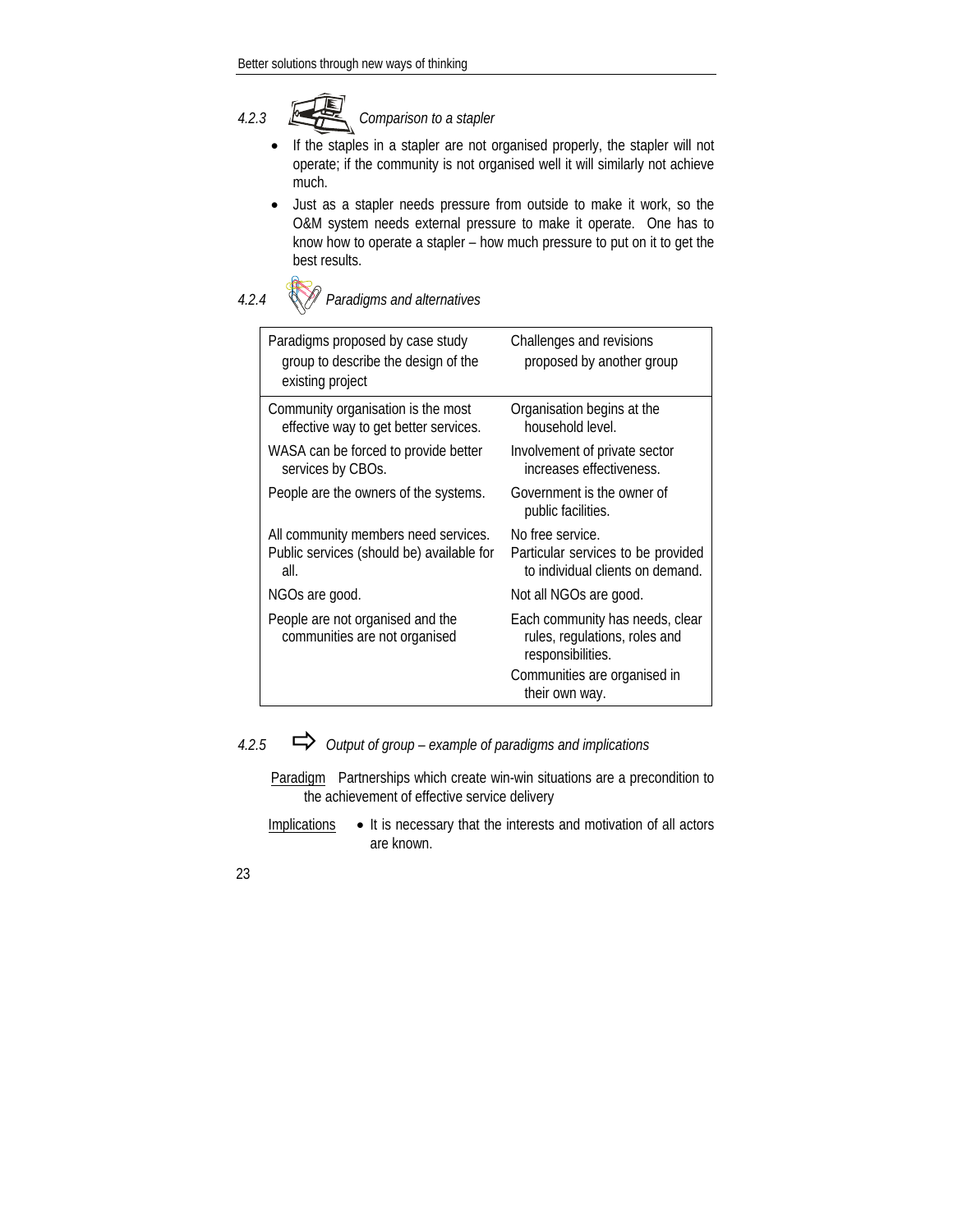### 4.2.3 Comparison to a stapler

- If the staples in a stapler are not organised properly, the stapler will not operate; if the community is not organised well it will similarly not achieve much.
- Just as a stapler needs pressure from outside to make it work, so the O&M system needs external pressure to make it operate. One has to know how to operate a stapler – how much pressure to put on it to get the best results.

### 4.2.4 Paradigms and alternatives

| Paradigms proposed by case study group to describe the design of the existing project | Challenges and revisions proposed by another group |
|---|---|
| Community organisation is the most effective way to get better services. | Organisation begins at the household level. |
| WASA can be forced to provide better services by CBOs. | Involvement of private sector increases effectiveness. |
| People are the owners of the systems. | Government is the owner of public facilities. |
| All community members need services. Public services (should be) available for all. | No free service. Particular services to be provided to individual clients on demand. |
| NGOs are good. | Not all NGOs are good. |
| People are not organised and the communities are not organised | Each community has needs, clear rules, regulations, roles and responsibilities. Communities are organised in their own way. |

### 4.2.5 Output of group – example of paradigms and implications

Paradigm Partnerships which create win-win situations are a precondition to the achievement of effective service delivery

Implications
- It is necessary that the interests and motivation of all actors are known.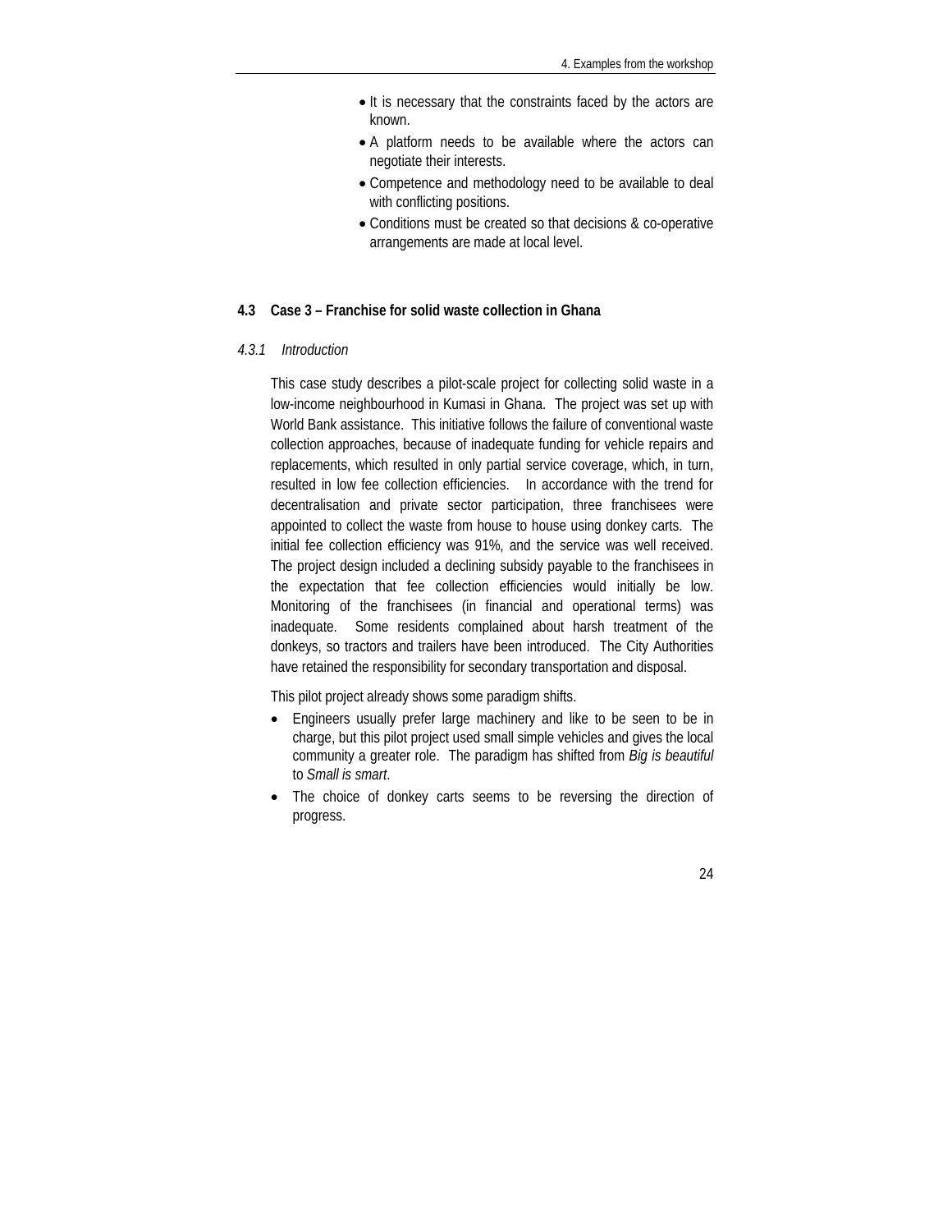- It is necessary that the constraints faced by the actors are known.
- A platform needs to be available where the actors can negotiate their interests.
- Competence and methodology need to be available to deal with conflicting positions.
- Conditions must be created so that decisions & co-operative arrangements are made at local level.

## 4.3 Case 3 – Franchise for solid waste collection in Ghana

### *4.3.1 Introduction*

This case study describes a pilot-scale project for collecting solid waste in a low-income neighbourhood in Kumasi in Ghana. The project was set up with World Bank assistance. This initiative follows the failure of conventional waste collection approaches, because of inadequate funding for vehicle repairs and replacements, which resulted in only partial service coverage, which, in turn, resulted in low fee collection efficiencies. In accordance with the trend for decentralisation and private sector participation, three franchisees were appointed to collect the waste from house to house using donkey carts. The initial fee collection efficiency was 91%, and the service was well received. The project design included a declining subsidy payable to the franchisees in the expectation that fee collection efficiencies would initially be low. Monitoring of the franchisees (in financial and operational terms) was inadequate. Some residents complained about harsh treatment of the donkeys, so tractors and trailers have been introduced. The City Authorities have retained the responsibility for secondary transportation and disposal.

This pilot project already shows some paradigm shifts.

- Engineers usually prefer large machinery and like to be seen to be in charge, but this pilot project used small simple vehicles and gives the local community a greater role. The paradigm has shifted from *Big is beautiful* to *Small is smart*.
- The choice of donkey carts seems to be reversing the direction of progress.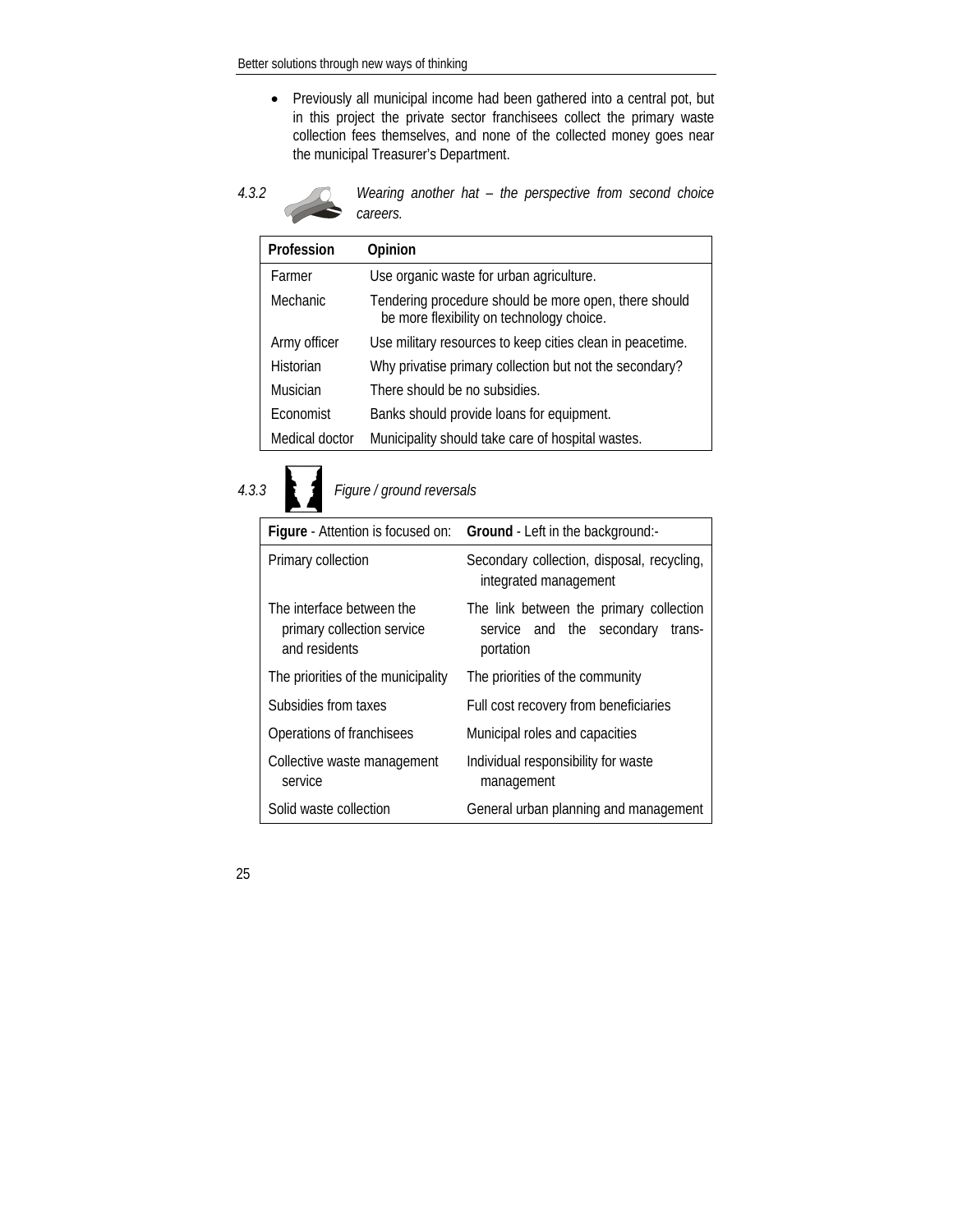- Previously all municipal income had been gathered into a central pot, but in this project the private sector franchisees collect the primary waste collection fees themselves, and none of the collected money goes near the municipal Treasurer's Department.

### 4.3.2 *Wearing another hat – the perspective from second choice careers.*

| Profession | Opinion |
|---|---|
| Farmer | Use organic waste for urban agriculture. |
| Mechanic | Tendering procedure should be more open, there should be more flexibility on technology choice. |
| Army officer | Use military resources to keep cities clean in peacetime. |
| Historian | Why privatise primary collection but not the secondary? |
| Musician | There should be no subsidies. |
| Economist | Banks should provide loans for equipment. |
| Medical doctor | Municipality should take care of hospital wastes. |

### 4.3.3 *Figure / ground reversals*

| **Figure** - Attention is focused on: | **Ground** - Left in the background:- |
|---|---|
| Primary collection | Secondary collection, disposal, recycling, integrated management |
| The interface between the primary collection service and residents | The link between the primary collection service and the secondary transportation |
| The priorities of the municipality | The priorities of the community |
| Subsidies from taxes | Full cost recovery from beneficiaries |
| Operations of franchisees | Municipal roles and capacities |
| Collective waste management service | Individual responsibility for waste management |
| Solid waste collection | General urban planning and management |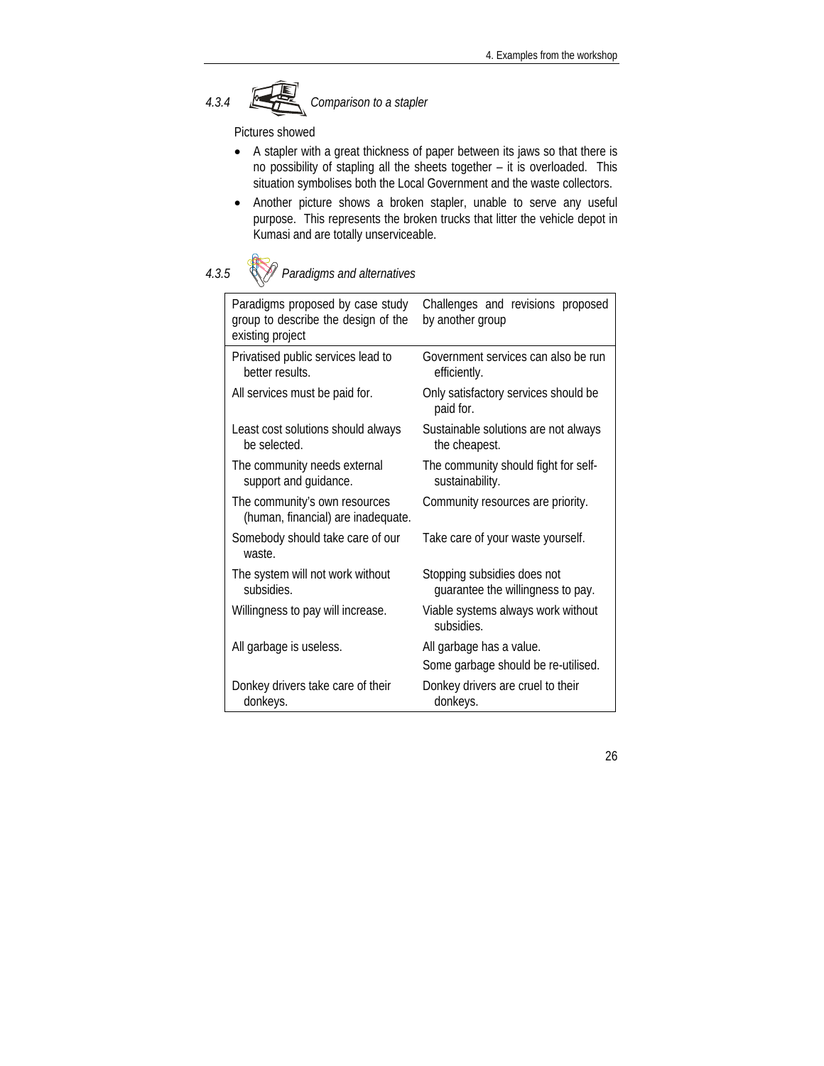### *4.3.4 Comparison to a stapler*

Pictures showed

- A stapler with a great thickness of paper between its jaws so that there is no possibility of stapling all the sheets together – it is overloaded. This situation symbolises both the Local Government and the waste collectors.
- Another picture shows a broken stapler, unable to serve any useful purpose. This represents the broken trucks that litter the vehicle depot in Kumasi and are totally unserviceable.

### *4.3.5 Paradigms and alternatives*

| Paradigms proposed by case study group to describe the design of the existing project | Challenges and revisions proposed by another group |
|---|---|
| Privatised public services lead to better results. | Government services can also be run efficiently. |
| All services must be paid for. | Only satisfactory services should be paid for. |
| Least cost solutions should always be selected. | Sustainable solutions are not always the cheapest. |
| The community needs external support and guidance. | The community should fight for self-sustainability. |
| The community's own resources (human, financial) are inadequate. | Community resources are priority. |
| Somebody should take care of our waste. | Take care of your waste yourself. |
| The system will not work without subsidies. | Stopping subsidies does not guarantee the willingness to pay. |
| Willingness to pay will increase. | Viable systems always work without subsidies. |
| All garbage is useless. | All garbage has a value.<br>Some garbage should be re-utilised. |
| Donkey drivers take care of their donkeys. | Donkey drivers are cruel to their donkeys. |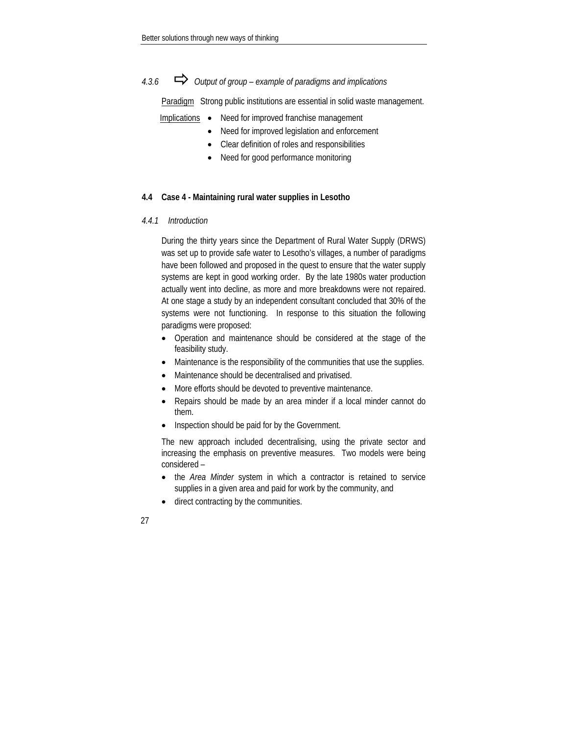#### 4.3.6 ⇨ *Output of group – example of paradigms and implications*

Paradigm Strong public institutions are essential in solid waste management.

Implications
- Need for improved franchise management
- Need for improved legislation and enforcement
- Clear definition of roles and responsibilities
- Need for good performance monitoring

### 4.4 Case 4 - Maintaining rural water supplies in Lesotho

#### 4.4.1 *Introduction*

During the thirty years since the Department of Rural Water Supply (DRWS) was set up to provide safe water to Lesotho's villages, a number of paradigms have been followed and proposed in the quest to ensure that the water supply systems are kept in good working order. By the late 1980s water production actually went into decline, as more and more breakdowns were not repaired. At one stage a study by an independent consultant concluded that 30% of the systems were not functioning. In response to this situation the following paradigms were proposed:

- Operation and maintenance should be considered at the stage of the feasibility study.
- Maintenance is the responsibility of the communities that use the supplies.
- Maintenance should be decentralised and privatised.
- More efforts should be devoted to preventive maintenance.
- Repairs should be made by an area minder if a local minder cannot do them.
- Inspection should be paid for by the Government.

The new approach included decentralising, using the private sector and increasing the emphasis on preventive measures. Two models were being considered –

- the *Area Minder* system in which a contractor is retained to service supplies in a given area and paid for work by the community, and
- direct contracting by the communities.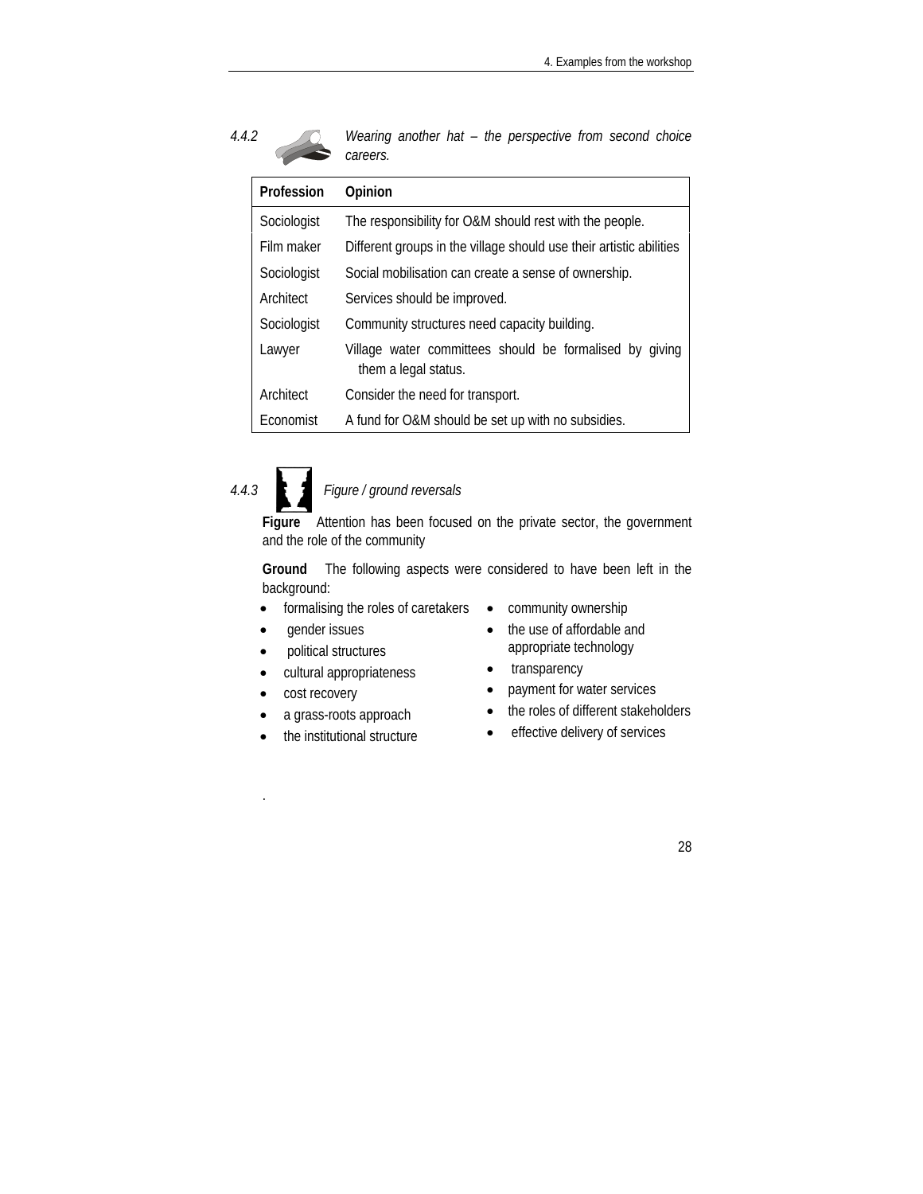### 4.4.2 *Wearing another hat – the perspective from second choice careers.*

| Profession | Opinion |
|---|---|
| Sociologist | The responsibility for O&M should rest with the people. |
| Film maker | Different groups in the village should use their artistic abilities |
| Sociologist | Social mobilisation can create a sense of ownership. |
| Architect | Services should be improved. |
| Sociologist | Community structures need capacity building. |
| Lawyer | Village water committees should be formalised by giving them a legal status. |
| Architect | Consider the need for transport. |
| Economist | A fund for O&M should be set up with no subsidies. |

### 4.4.3 *Figure / ground reversals*

**Figure** Attention has been focused on the private sector, the government and the role of the community

**Ground** The following aspects were considered to have been left in the background:

- formalising the roles of caretakers
- gender issues
- political structures
- cultural appropriateness
- cost recovery
- a grass-roots approach
- the institutional structure
- community ownership
- the use of affordable and appropriate technology
- transparency
- payment for water services
- the roles of different stakeholders
- effective delivery of services

.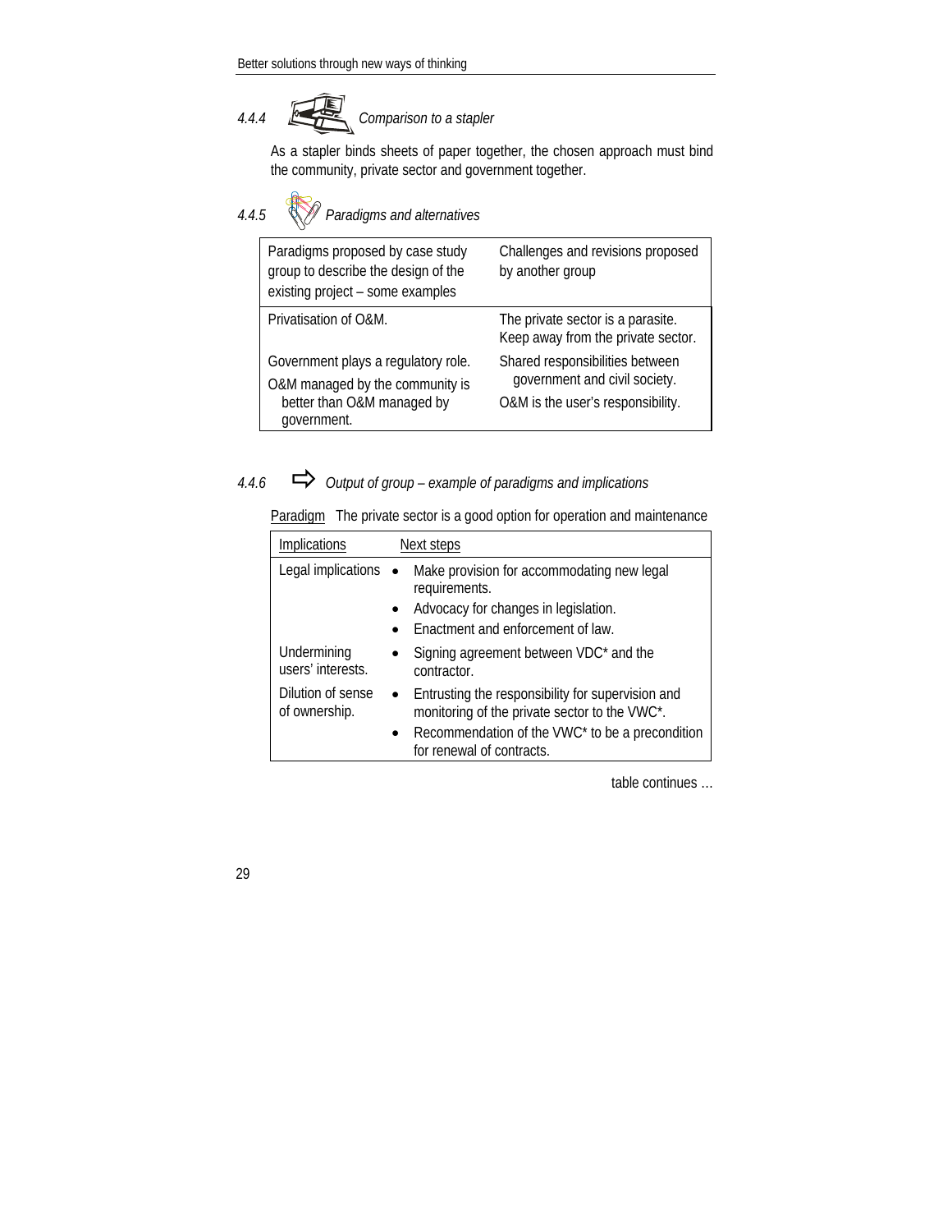### 4.4.4 *Comparison to a stapler*

As a stapler binds sheets of paper together, the chosen approach must bind the community, private sector and government together.

### 4.4.5 *Paradigms and alternatives*

| Paradigms proposed by case study group to describe the design of the existing project – some examples | Challenges and revisions proposed by another group |
|---|---|
| Privatisation of O&M. | The private sector is a parasite. Keep away from the private sector. |
| Government plays a regulatory role. | Shared responsibilities between government and civil society. |
| O&M managed by the community is better than O&M managed by government. | O&M is the user's responsibility. |

### 4.4.6 *Output of group – example of paradigms and implications*

Paradigm  The private sector is a good option for operation and maintenance

| Implications | Next steps |
|---|---|
| Legal implications | • Make provision for accommodating new legal requirements.<br>• Advocacy for changes in legislation.<br>• Enactment and enforcement of law. |
| Undermining users' interests. | • Signing agreement between VDC* and the contractor. |
| Dilution of sense of ownership. | • Entrusting the responsibility for supervision and monitoring of the private sector to the VWC*.<br>• Recommendation of the VWC* to be a precondition for renewal of contracts. |

table continues …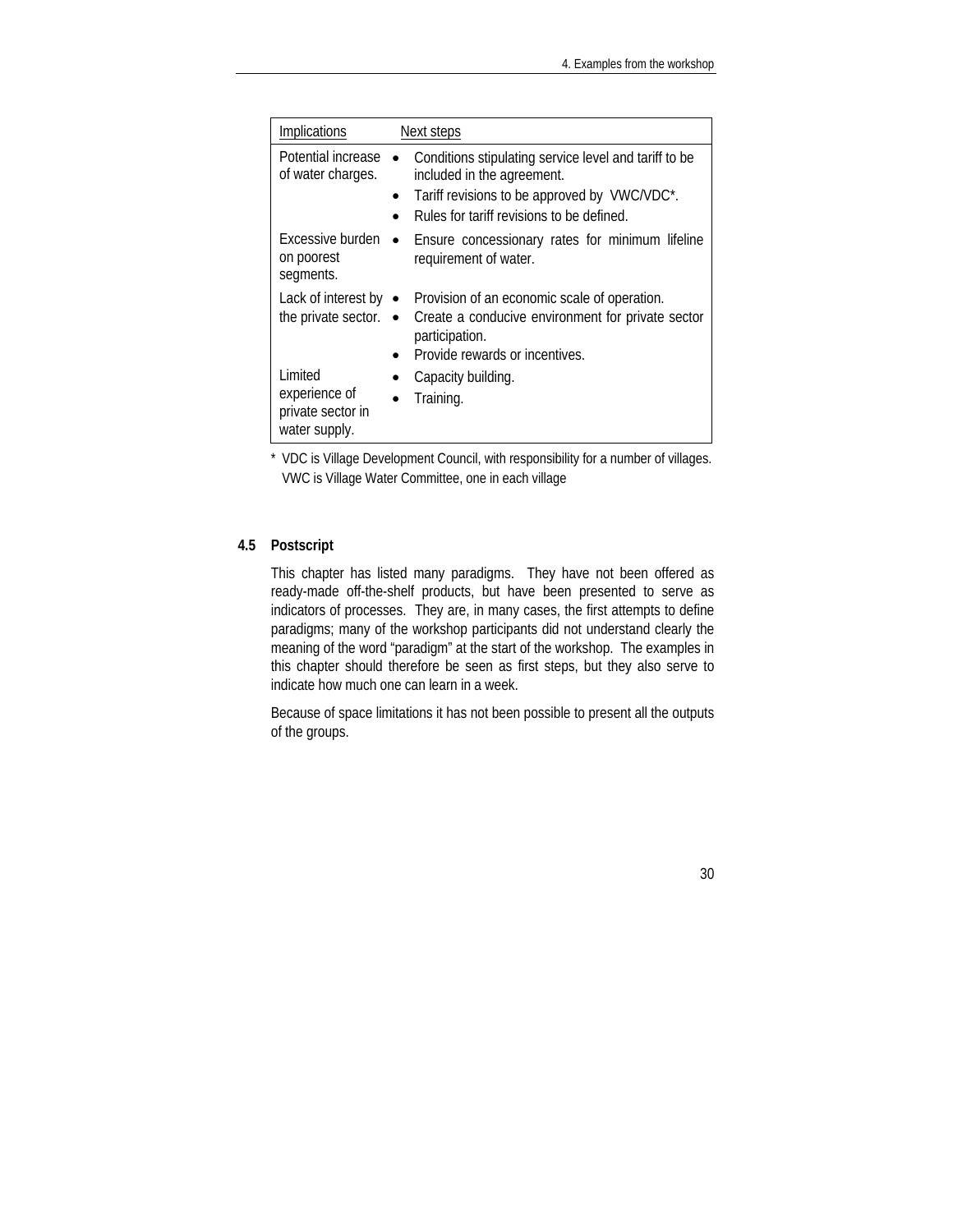| Implications | Next steps |
| --- | --- |
| Potential increase of water charges. | • Conditions stipulating service level and tariff to be included in the agreement.<br>• Tariff revisions to be approved by VWC/VDC*.<br>• Rules for tariff revisions to be defined. |
| Excessive burden on poorest segments. | • Ensure concessionary rates for minimum lifeline requirement of water. |
| Lack of interest by the private sector. | • Provision of an economic scale of operation.<br>• Create a conducive environment for private sector participation.<br>• Provide rewards or incentives. |
| Limited experience of private sector in water supply. | • Capacity building.<br>• Training. |

\* VDC is Village Development Council, with responsibility for a number of villages. VWC is Village Water Committee, one in each village

### 4.5 Postscript

This chapter has listed many paradigms. They have not been offered as ready-made off-the-shelf products, but have been presented to serve as indicators of processes. They are, in many cases, the first attempts to define paradigms; many of the workshop participants did not understand clearly the meaning of the word "paradigm" at the start of the workshop. The examples in this chapter should therefore be seen as first steps, but they also serve to indicate how much one can learn in a week.

Because of space limitations it has not been possible to present all the outputs of the groups.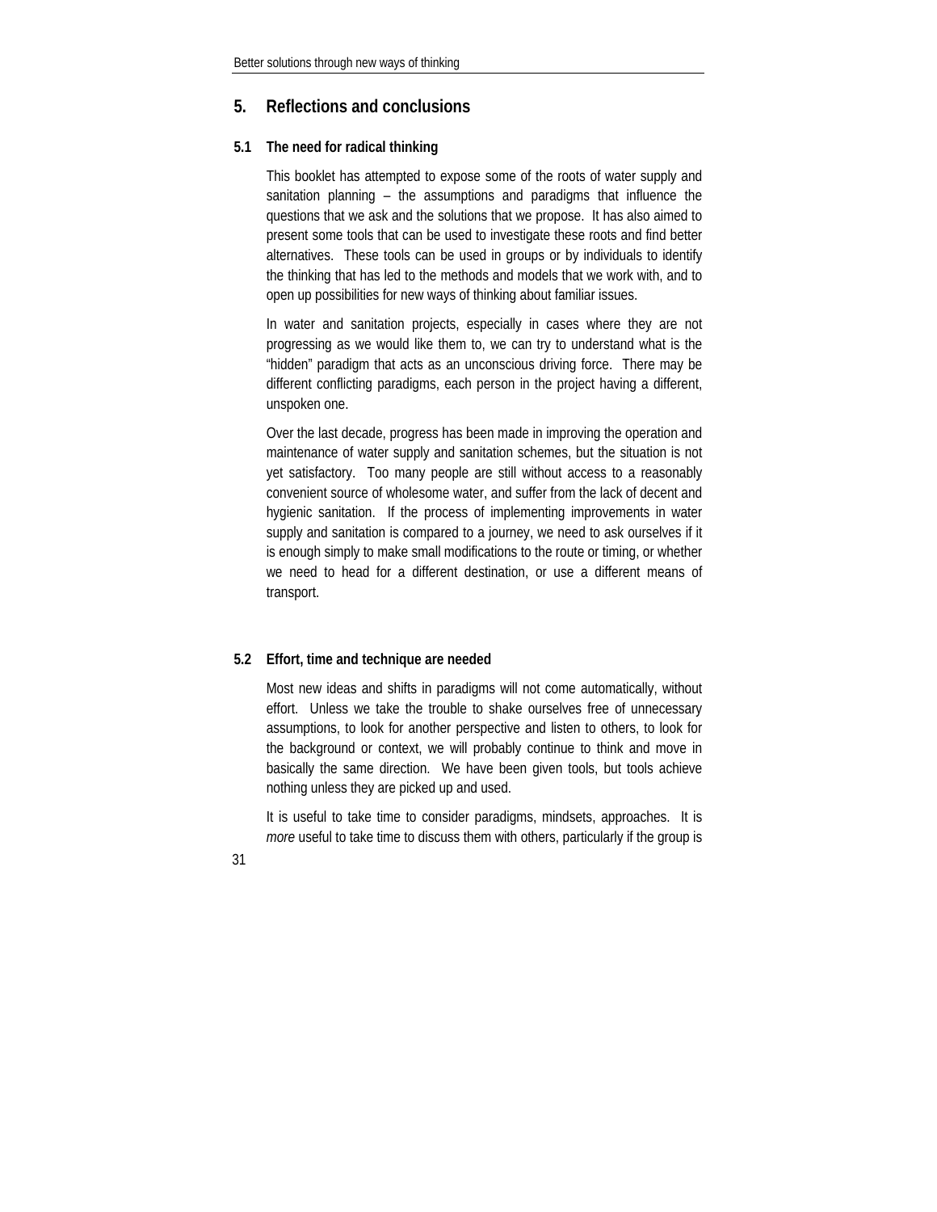## 5. Reflections and conclusions

### 5.1 The need for radical thinking

This booklet has attempted to expose some of the roots of water supply and sanitation planning – the assumptions and paradigms that influence the questions that we ask and the solutions that we propose. It has also aimed to present some tools that can be used to investigate these roots and find better alternatives. These tools can be used in groups or by individuals to identify the thinking that has led to the methods and models that we work with, and to open up possibilities for new ways of thinking about familiar issues.

In water and sanitation projects, especially in cases where they are not progressing as we would like them to, we can try to understand what is the "hidden" paradigm that acts as an unconscious driving force. There may be different conflicting paradigms, each person in the project having a different, unspoken one.

Over the last decade, progress has been made in improving the operation and maintenance of water supply and sanitation schemes, but the situation is not yet satisfactory. Too many people are still without access to a reasonably convenient source of wholesome water, and suffer from the lack of decent and hygienic sanitation. If the process of implementing improvements in water supply and sanitation is compared to a journey, we need to ask ourselves if it is enough simply to make small modifications to the route or timing, or whether we need to head for a different destination, or use a different means of transport.

### 5.2 Effort, time and technique are needed

Most new ideas and shifts in paradigms will not come automatically, without effort. Unless we take the trouble to shake ourselves free of unnecessary assumptions, to look for another perspective and listen to others, to look for the background or context, we will probably continue to think and move in basically the same direction. We have been given tools, but tools achieve nothing unless they are picked up and used.

It is useful to take time to consider paradigms, mindsets, approaches. It is *more* useful to take time to discuss them with others, particularly if the group is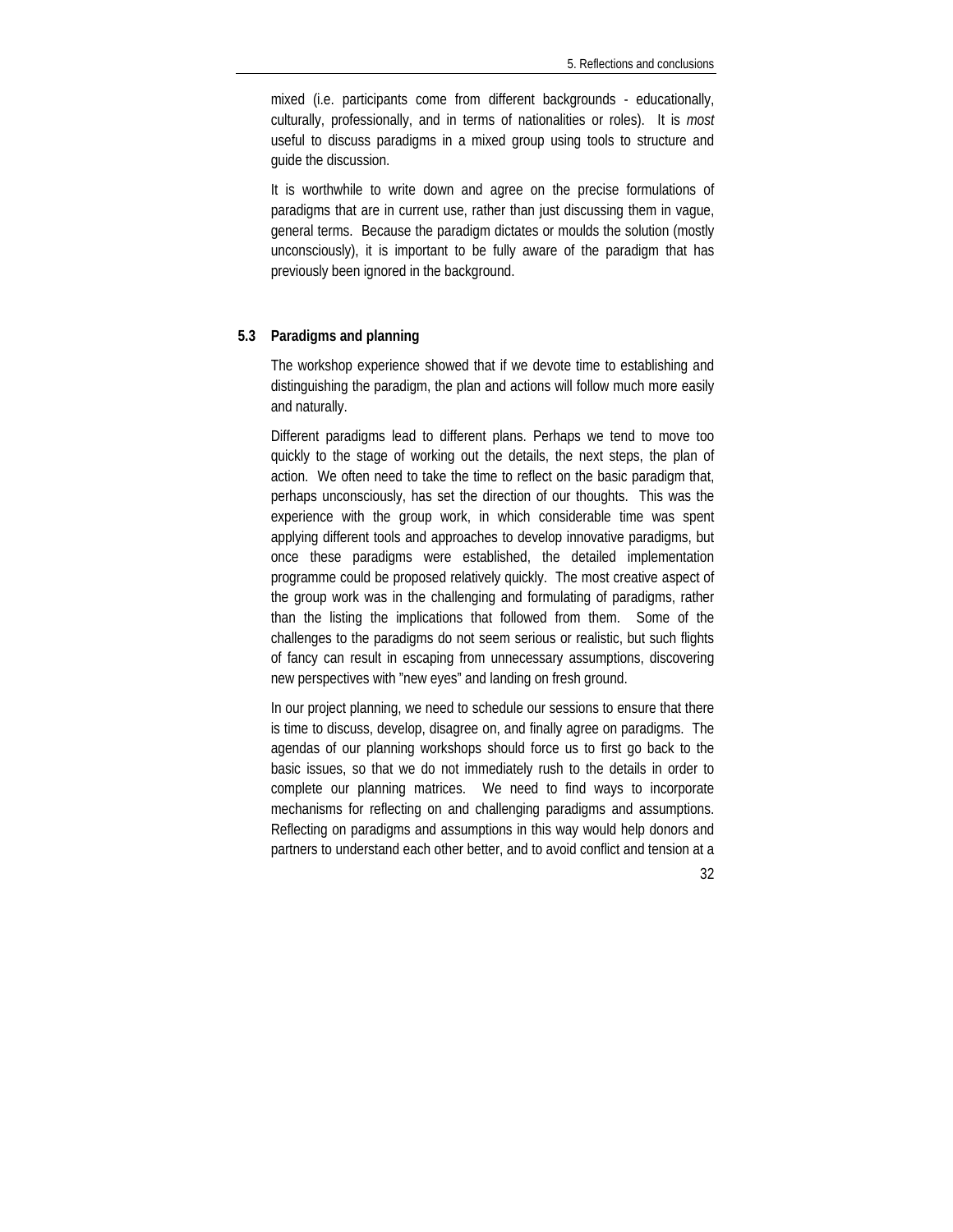mixed (i.e. participants come from different backgrounds - educationally, culturally, professionally, and in terms of nationalities or roles). It is *most* useful to discuss paradigms in a mixed group using tools to structure and guide the discussion.

It is worthwhile to write down and agree on the precise formulations of paradigms that are in current use, rather than just discussing them in vague, general terms. Because the paradigm dictates or moulds the solution (mostly unconsciously), it is important to be fully aware of the paradigm that has previously been ignored in the background.

### 5.3 Paradigms and planning

The workshop experience showed that if we devote time to establishing and distinguishing the paradigm, the plan and actions will follow much more easily and naturally.

Different paradigms lead to different plans. Perhaps we tend to move too quickly to the stage of working out the details, the next steps, the plan of action. We often need to take the time to reflect on the basic paradigm that, perhaps unconsciously, has set the direction of our thoughts. This was the experience with the group work, in which considerable time was spent applying different tools and approaches to develop innovative paradigms, but once these paradigms were established, the detailed implementation programme could be proposed relatively quickly. The most creative aspect of the group work was in the challenging and formulating of paradigms, rather than the listing the implications that followed from them. Some of the challenges to the paradigms do not seem serious or realistic, but such flights of fancy can result in escaping from unnecessary assumptions, discovering new perspectives with "new eyes" and landing on fresh ground.

In our project planning, we need to schedule our sessions to ensure that there is time to discuss, develop, disagree on, and finally agree on paradigms. The agendas of our planning workshops should force us to first go back to the basic issues, so that we do not immediately rush to the details in order to complete our planning matrices. We need to find ways to incorporate mechanisms for reflecting on and challenging paradigms and assumptions. Reflecting on paradigms and assumptions in this way would help donors and partners to understand each other better, and to avoid conflict and tension at a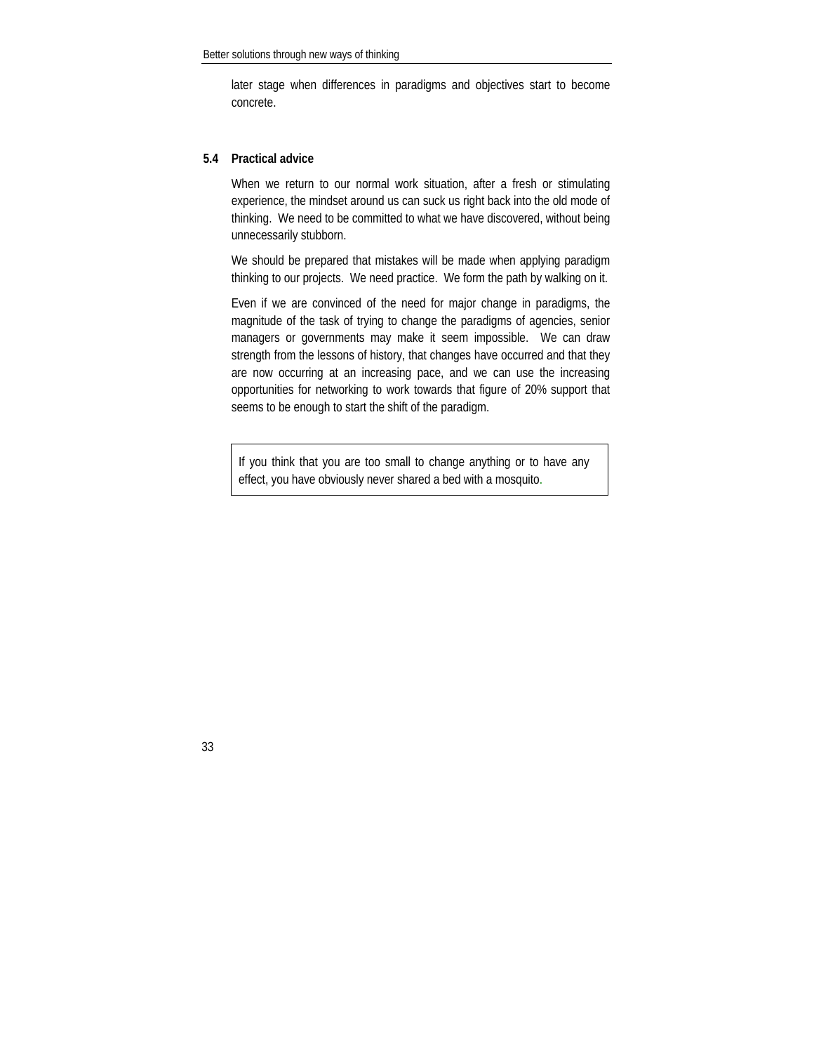later stage when differences in paradigms and objectives start to become concrete.

### 5.4 Practical advice

When we return to our normal work situation, after a fresh or stimulating experience, the mindset around us can suck us right back into the old mode of thinking. We need to be committed to what we have discovered, without being unnecessarily stubborn.

We should be prepared that mistakes will be made when applying paradigm thinking to our projects. We need practice. We form the path by walking on it.

Even if we are convinced of the need for major change in paradigms, the magnitude of the task of trying to change the paradigms of agencies, senior managers or governments may make it seem impossible. We can draw strength from the lessons of history, that changes have occurred and that they are now occurring at an increasing pace, and we can use the increasing opportunities for networking to work towards that figure of 20% support that seems to be enough to start the shift of the paradigm.

> If you think that you are too small to change anything or to have any effect, you have obviously never shared a bed with a mosquito.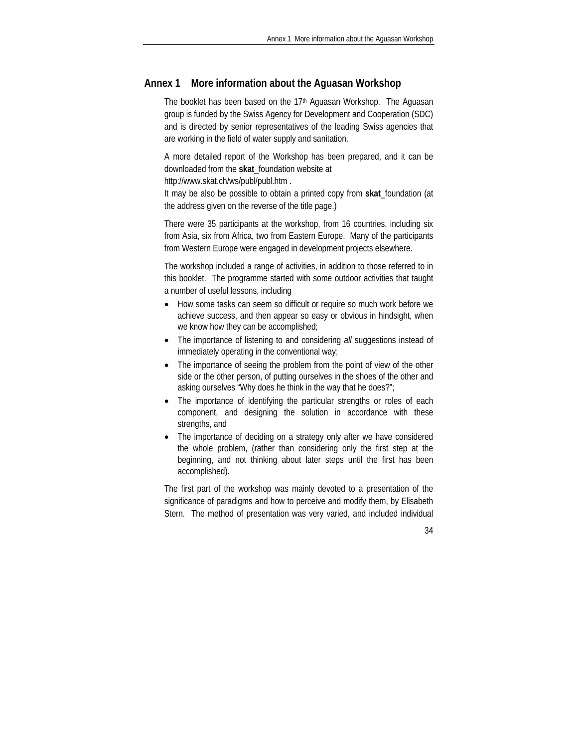## Annex 1 More information about the Aguasan Workshop

The booklet has been based on the 17th Aguasan Workshop. The Aguasan group is funded by the Swiss Agency for Development and Cooperation (SDC) and is directed by senior representatives of the leading Swiss agencies that are working in the field of water supply and sanitation.

A more detailed report of the Workshop has been prepared, and it can be downloaded from the **skat**_foundation website at
http://www.skat.ch/ws/publ/publ.htm .
It may be also be possible to obtain a printed copy from **skat**_foundation (at the address given on the reverse of the title page.)

There were 35 participants at the workshop, from 16 countries, including six from Asia, six from Africa, two from Eastern Europe. Many of the participants from Western Europe were engaged in development projects elsewhere.

The workshop included a range of activities, in addition to those referred to in this booklet. The programme started with some outdoor activities that taught a number of useful lessons, including

- How some tasks can seem so difficult or require so much work before we achieve success, and then appear so easy or obvious in hindsight, when we know how they can be accomplished;
- The importance of listening to and considering *all* suggestions instead of immediately operating in the conventional way;
- The importance of seeing the problem from the point of view of the other side or the other person, of putting ourselves in the shoes of the other and asking ourselves "Why does he think in the way that he does?";
- The importance of identifying the particular strengths or roles of each component, and designing the solution in accordance with these strengths, and
- The importance of deciding on a strategy only after we have considered the whole problem, (rather than considering only the first step at the beginning, and not thinking about later steps until the first has been accomplished).

The first part of the workshop was mainly devoted to a presentation of the significance of paradigms and how to perceive and modify them, by Elisabeth Stern. The method of presentation was very varied, and included individual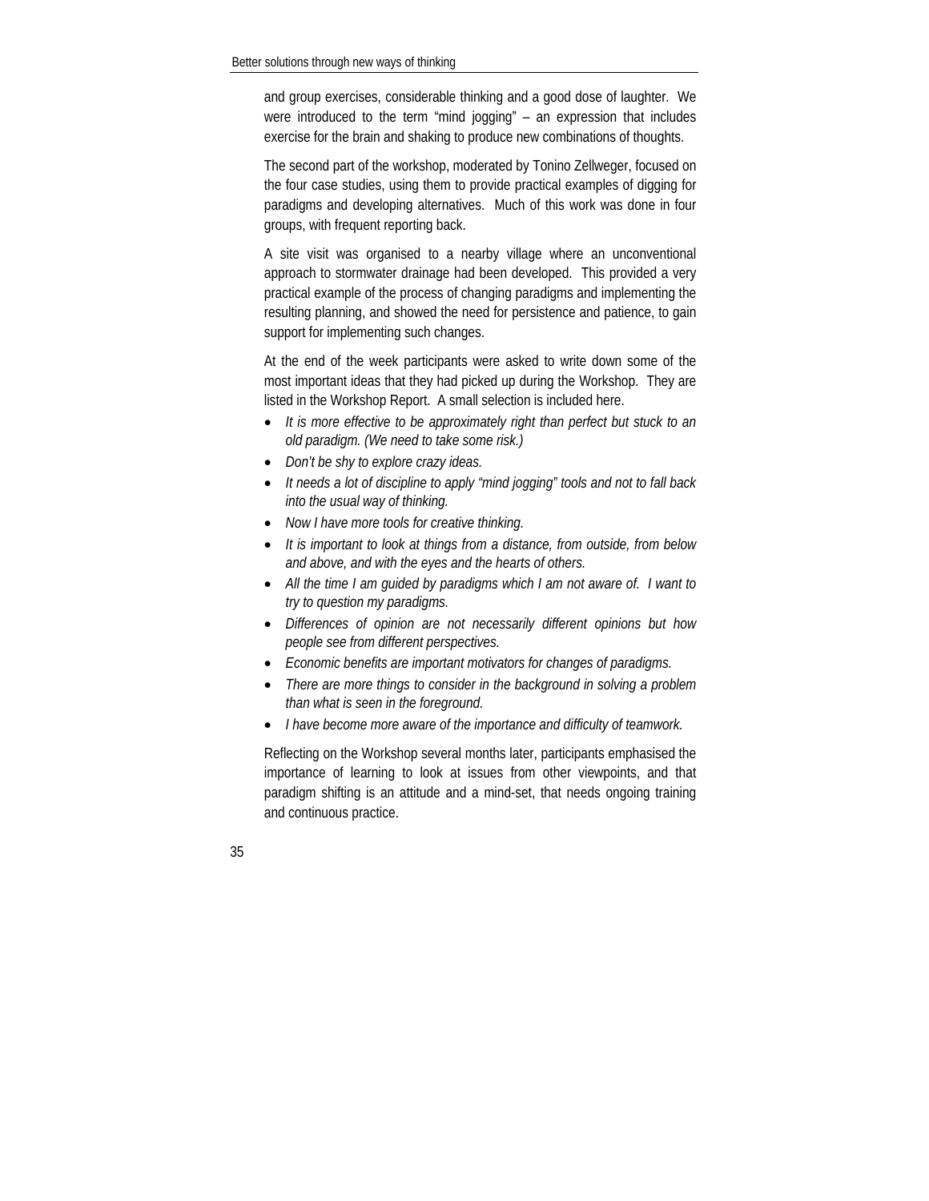and group exercises, considerable thinking and a good dose of laughter. We were introduced to the term "mind jogging" – an expression that includes exercise for the brain and shaking to produce new combinations of thoughts.

The second part of the workshop, moderated by Tonino Zellweger, focused on the four case studies, using them to provide practical examples of digging for paradigms and developing alternatives. Much of this work was done in four groups, with frequent reporting back.

A site visit was organised to a nearby village where an unconventional approach to stormwater drainage had been developed. This provided a very practical example of the process of changing paradigms and implementing the resulting planning, and showed the need for persistence and patience, to gain support for implementing such changes.

At the end of the week participants were asked to write down some of the most important ideas that they had picked up during the Workshop. They are listed in the Workshop Report. A small selection is included here.

- *It is more effective to be approximately right than perfect but stuck to an old paradigm. (We need to take some risk.)*
- *Don't be shy to explore crazy ideas.*
- *It needs a lot of discipline to apply "mind jogging" tools and not to fall back into the usual way of thinking.*
- *Now I have more tools for creative thinking.*
- *It is important to look at things from a distance, from outside, from below and above, and with the eyes and the hearts of others.*
- *All the time I am guided by paradigms which I am not aware of. I want to try to question my paradigms.*
- *Differences of opinion are not necessarily different opinions but how people see from different perspectives.*
- *Economic benefits are important motivators for changes of paradigms.*
- *There are more things to consider in the background in solving a problem than what is seen in the foreground.*
- *I have become more aware of the importance and difficulty of teamwork.*

Reflecting on the Workshop several months later, participants emphasised the importance of learning to look at issues from other viewpoints, and that paradigm shifting is an attitude and a mind-set, that needs ongoing training and continuous practice.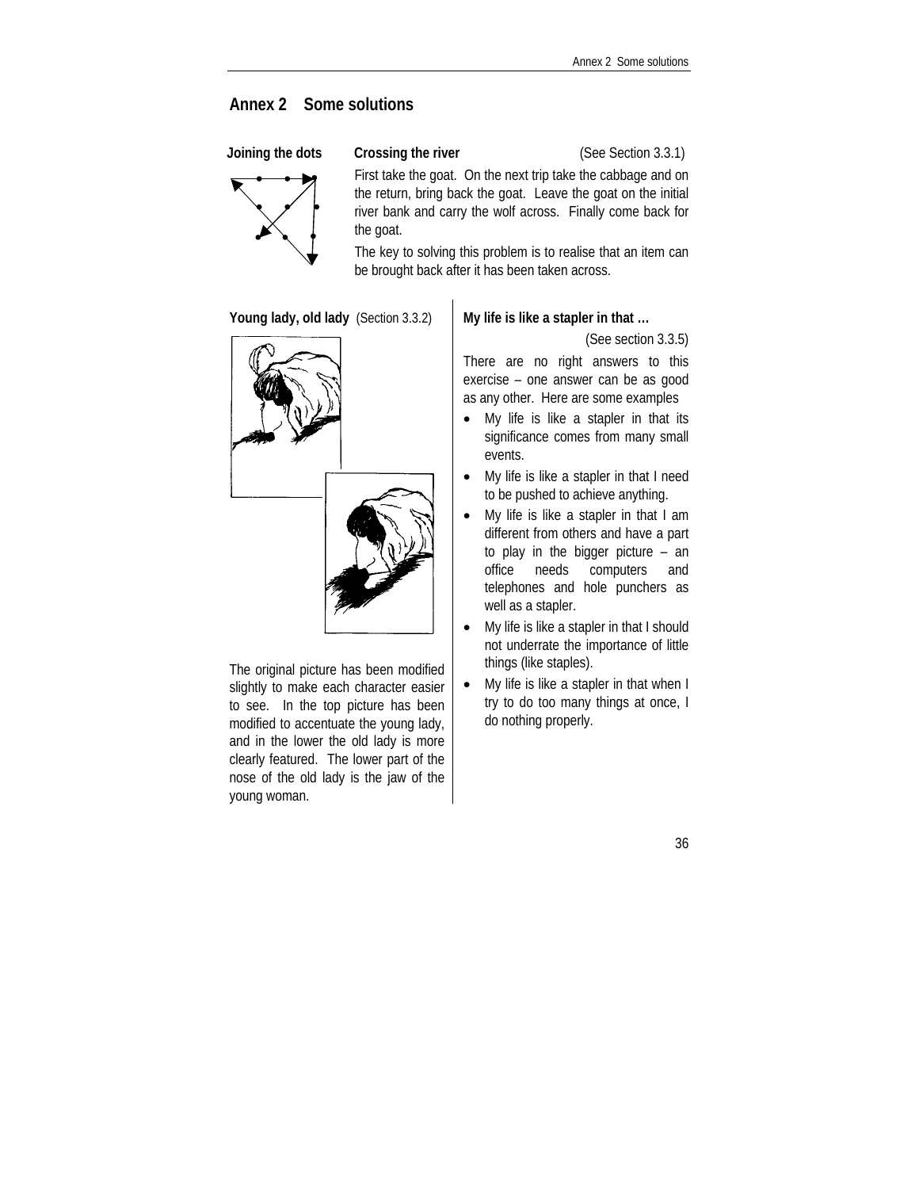## Annex 2 Some solutions

**Joining the dots**

**Crossing the river** (See Section 3.3.1)

First take the goat. On the next trip take the cabbage and on the return, bring back the goat. Leave the goat on the initial river bank and carry the wolf across. Finally come back for the goat.

The key to solving this problem is to realise that an item can be brought back after it has been taken across.

**Young lady, old lady** (Section 3.3.2)

The original picture has been modified slightly to make each character easier to see. In the top picture has been modified to accentuate the young lady, and in the lower the old lady is more clearly featured. The lower part of the nose of the old lady is the jaw of the young woman.

**My life is like a stapler in that …**

(See section 3.3.5)

There are no right answers to this exercise – one answer can be as good as any other. Here are some examples

- My life is like a stapler in that its significance comes from many small events.
- My life is like a stapler in that I need to be pushed to achieve anything.
- My life is like a stapler in that I am different from others and have a part to play in the bigger picture – an office needs computers and telephones and hole punchers as well as a stapler.
- My life is like a stapler in that I should not underrate the importance of little things (like staples).
- My life is like a stapler in that when I try to do too many things at once, I do nothing properly.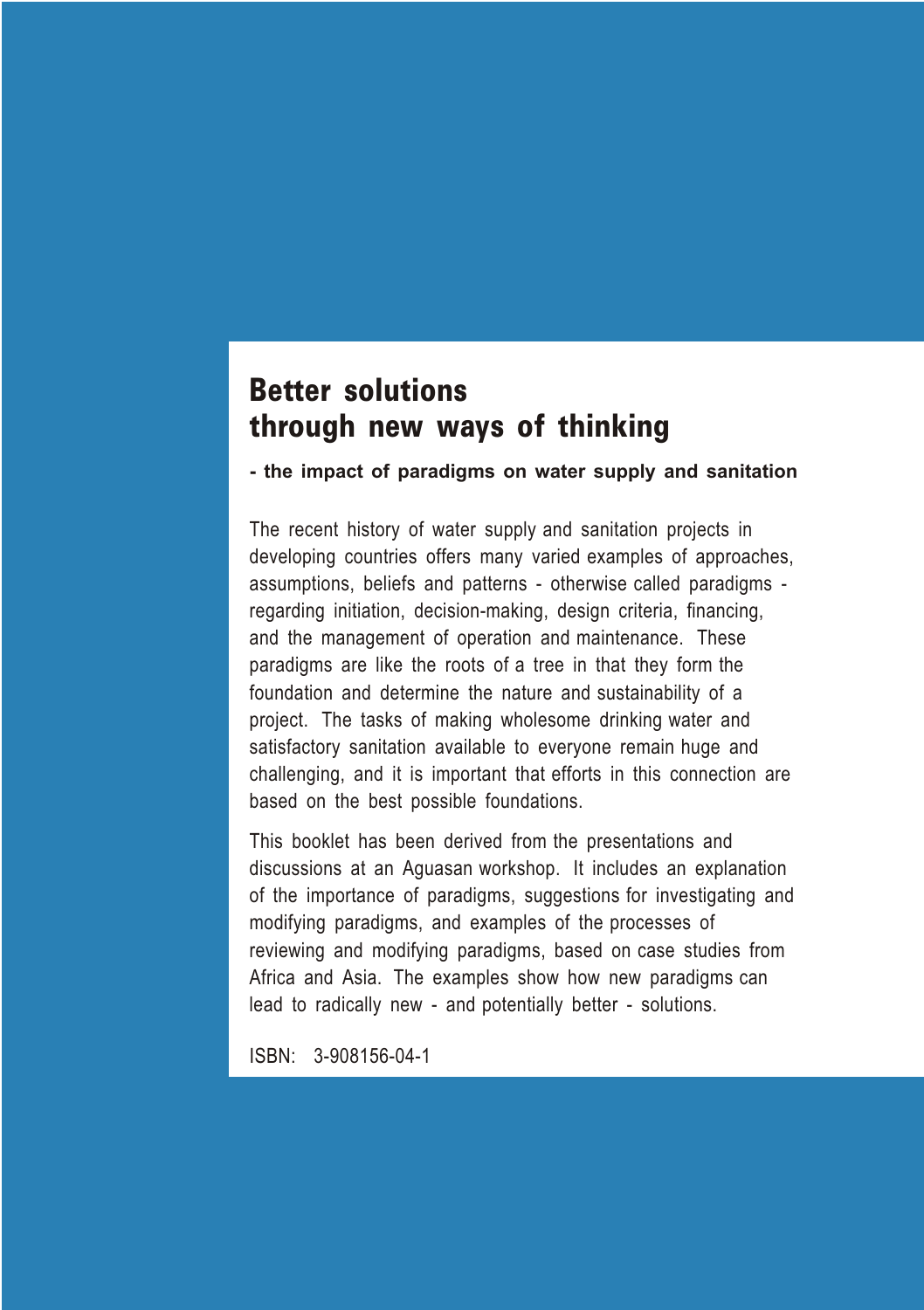# Better solutions through new ways of thinking

**- the impact of paradigms on water supply and sanitation**

The recent history of water supply and sanitation projects in developing countries offers many varied examples of approaches, assumptions, beliefs and patterns - otherwise called paradigms - regarding initiation, decision-making, design criteria, financing, and the management of operation and maintenance. These paradigms are like the roots of a tree in that they form the foundation and determine the nature and sustainability of a project. The tasks of making wholesome drinking water and satisfactory sanitation available to everyone remain huge and challenging, and it is important that efforts in this connection are based on the best possible foundations.

This booklet has been derived from the presentations and discussions at an Aguasan workshop. It includes an explanation of the importance of paradigms, suggestions for investigating and modifying paradigms, and examples of the processes of reviewing and modifying paradigms, based on case studies from Africa and Asia. The examples show how new paradigms can lead to radically new - and potentially better - solutions.

ISBN: 3-908156-04-1